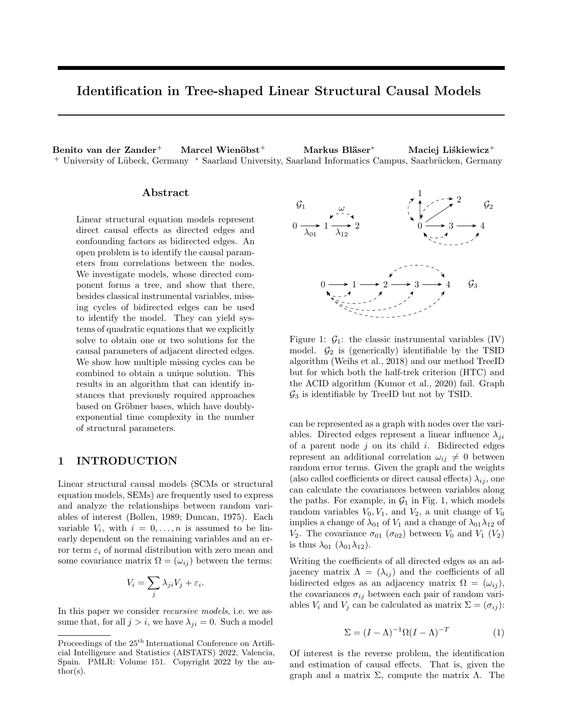# Identification in Tree-shaped Linear Structural Causal Models

**Benito van der Zander**[+] **Marcel Wienöbst**[+] **Markus Bläser**[*] **Maciej Liśkiewicz**[+]

[+] University of Lübeck, Germany [*] Saarland University, Saarland Informatics Campus, Saarbrücken, Germany

## Abstract

Linear structural equation models represent direct causal effects as directed edges and confounding factors as bidirected edges. An open problem is to identify the causal parameters from correlations between the nodes. We investigate models, whose directed component forms a tree, and show that there, besides classical instrumental variables, missing cycles of bidirected edges can be used to identify the model. They can yield systems of quadratic equations that we explicitly solve to obtain one or two solutions for the causal parameters of adjacent directed edges. We show how multiple missing cycles can be combined to obtain a unique solution. This results in an algorithm that can identify instances that previously required approaches based on Gröbner bases, which have doubly-exponential time complexity in the number of structural parameters.

## 1 INTRODUCTION

Linear structural causal models (SCMs or structural equation models, SEMs) are frequently used to express and analyze the relationships between random variables of interest (Bollen, 1989; Duncan, 1975). Each variable $V_i$, with $i = 0, \ldots, n$ is assumed to be linearly dependent on the remaining variables and an error term $\varepsilon_i$ of normal distribution with zero mean and some covariance matrix $\Omega = (\omega_{ij})$ between the terms:

$$V_i = \sum_j \lambda_{ji} V_j + \varepsilon_i.$$

In this paper we consider *recursive models*, i.e. we assume that, for all $j > i$, we have $\lambda_{ji} = 0$. Such a model can be represented as a graph with nodes over the variables. Directed edges represent a linear influence $\lambda_{ji}$ of a parent node $j$ on its child $i$. Bidirected edges represent an additional correlation $\omega_{ij} \neq 0$ between random error terms. Given the graph and the weights (also called coefficients or direct causal effects) $\lambda_{ij}$, one can calculate the covariances between variables along the paths. For example, in $\mathcal{G}_1$ in Fig. 1, which models random variables $V_0$, $V_1$, and $V_2$, a unit change of $V_0$ implies a change of $\lambda_{01}$ of $V_1$ and a change of $\lambda_{01}\lambda_{12}$ of $V_2$. The covariance $\sigma_{01}$ ($\sigma_{02}$) between $V_0$ and $V_1$ ($V_2$) is thus $\lambda_{01}$ ($\lambda_{01}\lambda_{12}$).

Figure 1: $\mathcal{G}_1$: the classic instrumental variables (IV) model. $\mathcal{G}_2$ is (generically) identifiable by the TSID algorithm (Weihs et al., 2018) and our method TreeID but for which both the half-trek criterion (HTC) and the ACID algorithm (Kumor et al., 2020) fail. Graph $\mathcal{G}_3$ is identifiable by TreeID but not by TSID.

Writing the coefficients of all directed edges as an adjacency matrix $\Lambda = (\lambda_{ij})$ and the coefficients of all bidirected edges as an adjacency matrix $\Omega = (\omega_{ij})$, the covariances $\sigma_{ij}$ between each pair of random variables $V_i$ and $V_j$ can be calculated as matrix $\Sigma = (\sigma_{ij})$:

$$\Sigma = (I - \Lambda)^{-1} \Omega (I - \Lambda)^{-T} \tag{1}$$

Of interest is the reverse problem, the identification and estimation of causal effects. That is, given the graph and a matrix $\Sigma$, compute the matrix $\Lambda$. The

Proceedings of the 25[th] International Conference on Artificial Intelligence and Statistics (AISTATS) 2022, Valencia, Spain. PMLR: Volume 151. Copyright 2022 by the author(s).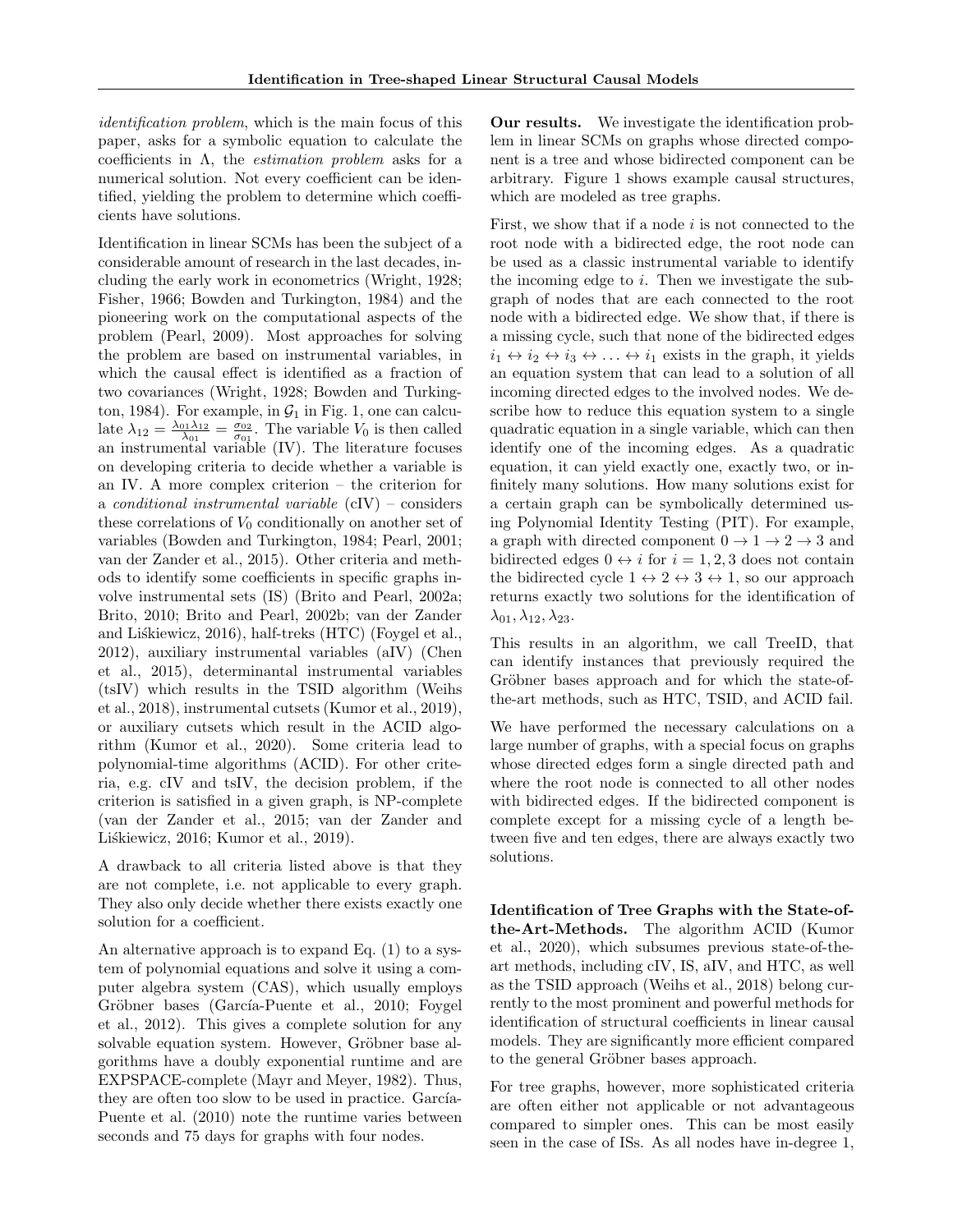*identification problem*, which is the main focus of this paper, asks for a symbolic equation to calculate the coefficients in $\Lambda$, the *estimation problem* asks for a numerical solution. Not every coefficient can be identified, yielding the problem to determine which coefficients have solutions.

Identification in linear SCMs has been the subject of a considerable amount of research in the last decades, including the early work in econometrics (Wright, 1928; Fisher, 1966; Bowden and Turkington, 1984) and the pioneering work on the computational aspects of the problem (Pearl, 2009). Most approaches for solving the problem are based on instrumental variables, in which the causal effect is identified as a fraction of two covariances (Wright, 1928; Bowden and Turkington, 1984). For example, in $\mathcal{G}_1$ in Fig. 1, one can calculate $\lambda_{12} = \frac{\lambda_{01}\lambda_{12}}{\lambda_{01}} = \frac{\sigma_{02}}{\sigma_{01}}$. The variable $V_0$ is then called an instrumental variable (IV). The literature focuses on developing criteria to decide whether a variable is an IV. A more complex criterion – the criterion for a *conditional instrumental variable* (cIV) – considers these correlations of $V_0$ conditionally on another set of variables (Bowden and Turkington, 1984; Pearl, 2001; van der Zander et al., 2015). Other criteria and methods to identify some coefficients in specific graphs involve instrumental sets (IS) (Brito and Pearl, 2002a; Brito, 2010; Brito and Pearl, 2002b; van der Zander and Liśkiewicz, 2016), half-treks (HTC) (Foygel et al., 2012), auxiliary instrumental variables (aIV) (Chen et al., 2015), determinantal instrumental variables (tsIV) which results in the TSID algorithm (Weihs et al., 2018), instrumental cutsets (Kumor et al., 2019), or auxiliary cutsets which result in the ACID algorithm (Kumor et al., 2020). Some criteria lead to polynomial-time algorithms (ACID). For other criteria, e.g. cIV and tsIV, the decision problem, if the criterion is satisfied in a given graph, is NP-complete (van der Zander et al., 2015; van der Zander and Liśkiewicz, 2016; Kumor et al., 2019).

A drawback to all criteria listed above is that they are not complete, i.e. not applicable to every graph. They also only decide whether there exists exactly one solution for a coefficient.

An alternative approach is to expand Eq. (1) to a system of polynomial equations and solve it using a computer algebra system (CAS), which usually employs Gröbner bases (García-Puente et al., 2010; Foygel et al., 2012). This gives a complete solution for any solvable equation system. However, Gröbner base algorithms have a doubly exponential runtime and are EXPSPACE-complete (Mayr and Meyer, 1982). Thus, they are often too slow to be used in practice. García-Puente et al. (2010) note the runtime varies between seconds and 75 days for graphs with four nodes.

**Our results.** We investigate the identification problem in linear SCMs on graphs whose directed component is a tree and whose bidirected component can be arbitrary. Figure 1 shows example causal structures, which are modeled as tree graphs.

First, we show that if a node $i$ is not connected to the root node with a bidirected edge, the root node can be used as a classic instrumental variable to identify the incoming edge to $i$. Then we investigate the subgraph of nodes that are each connected to the root node with a bidirected edge. We show that, if there is a missing cycle, such that none of the bidirected edges $i_1 \leftrightarrow i_2 \leftrightarrow i_3 \leftrightarrow \ldots \leftrightarrow i_1$ exists in the graph, it yields an equation system that can lead to a solution of all incoming directed edges to the involved nodes. We describe how to reduce this equation system to a single quadratic equation in a single variable, which can then identify one of the incoming edges. As a quadratic equation, it can yield exactly one, exactly two, or infinitely many solutions. How many solutions exist for a certain graph can be symbolically determined using Polynomial Identity Testing (PIT). For example, a graph with directed component $0 \to 1 \to 2 \to 3$ and bidirected edges $0 \leftrightarrow i$ for $i = 1, 2, 3$ does not contain the bidirected cycle $1 \leftrightarrow 2 \leftrightarrow 3 \leftrightarrow 1$, so our approach returns exactly two solutions for the identification of $\lambda_{01}, \lambda_{12}, \lambda_{23}$.

This results in an algorithm, we call TreeID, that can identify instances that previously required the Gröbner bases approach and for which the state-of-the-art methods, such as HTC, TSID, and ACID fail.

We have performed the necessary calculations on a large number of graphs, with a special focus on graphs whose directed edges form a single directed path and where the root node is connected to all other nodes with bidirected edges. If the bidirected component is complete except for a missing cycle of a length between five and ten edges, there are always exactly two solutions.

**Identification of Tree Graphs with the State-of-the-Art-Methods.** The algorithm ACID (Kumor et al., 2020), which subsumes previous state-of-the-art methods, including cIV, IS, aIV, and HTC, as well as the TSID approach (Weihs et al., 2018) belong currently to the most prominent and powerful methods for identification of structural coefficients in linear causal models. They are significantly more efficient compared to the general Gröbner bases approach.

For tree graphs, however, more sophisticated criteria are often either not applicable or not advantageous compared to simpler ones. This can be most easily seen in the case of ISs. As all nodes have in-degree 1,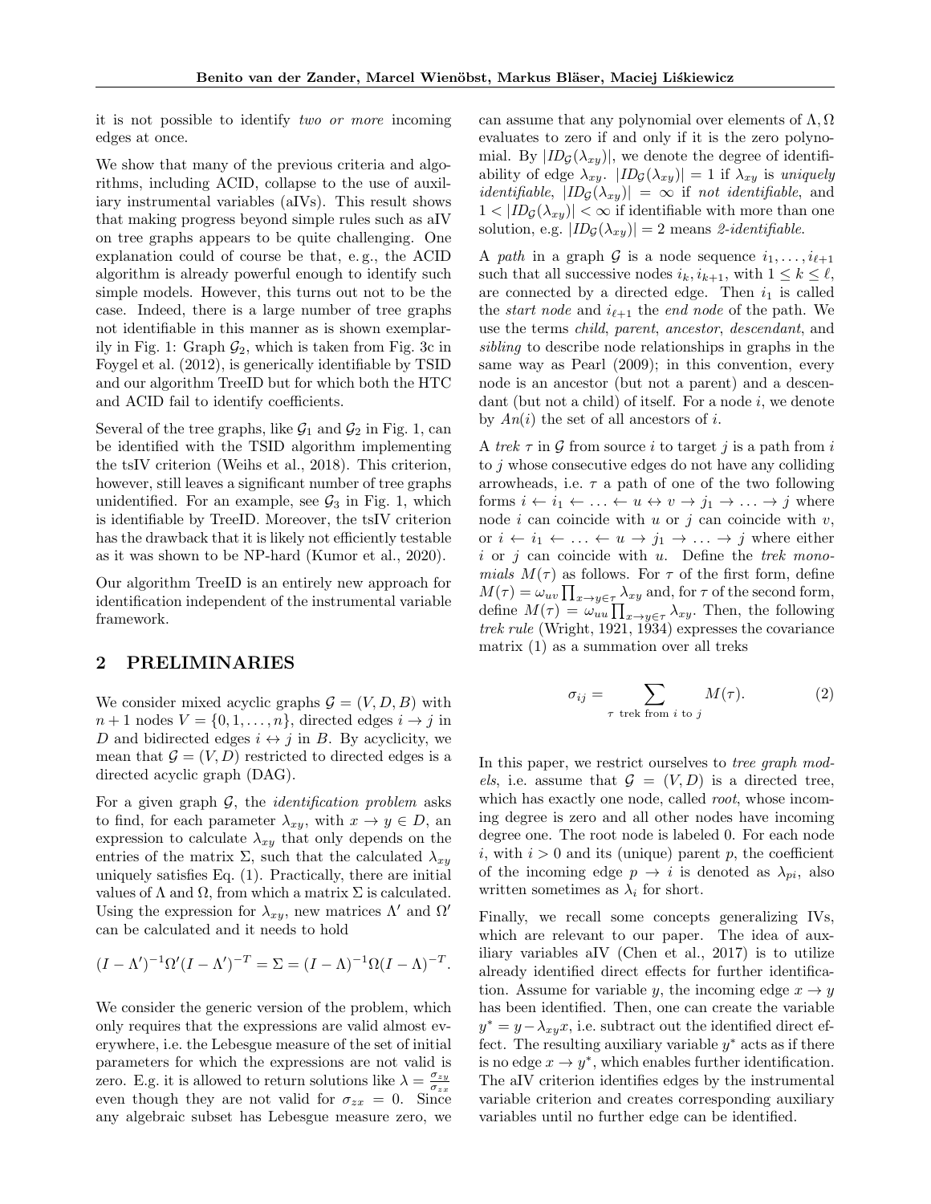it is not possible to identify *two or more* incoming edges at once.

We show that many of the previous criteria and algorithms, including ACID, collapse to the use of auxiliary instrumental variables (aIVs). This result shows that making progress beyond simple rules such as aIV on tree graphs appears to be quite challenging. One explanation could of course be that, e. g., the ACID algorithm is already powerful enough to identify such simple models. However, this turns out not to be the case. Indeed, there is a large number of tree graphs not identifiable in this manner as is shown exemplarily in Fig. 1: Graph $\mathcal{G}_2$, which is taken from Fig. 3c in Foygel et al. (2012), is generically identifiable by TSID and our algorithm TreeID but for which both the HTC and ACID fail to identify coefficients.

Several of the tree graphs, like $\mathcal{G}_1$ and $\mathcal{G}_2$ in Fig. 1, can be identified with the TSID algorithm implementing the tsIV criterion (Weihs et al., 2018). This criterion, however, still leaves a significant number of tree graphs unidentified. For an example, see $\mathcal{G}_3$ in Fig. 1, which is identifiable by TreeID. Moreover, the tsIV criterion has the drawback that it is likely not efficiently testable as it was shown to be NP-hard (Kumor et al., 2020).

Our algorithm TreeID is an entirely new approach for identification independent of the instrumental variable framework.

## 2 PRELIMINARIES

We consider mixed acyclic graphs $\mathcal{G} = (V, D, B)$ with $n+1$ nodes $V = \{0, 1, \ldots, n\}$, directed edges $i \to j$ in $D$ and bidirected edges $i \leftrightarrow j$ in $B$. By acyclicity, we mean that $\mathcal{G} = (V, D)$ restricted to directed edges is a directed acyclic graph (DAG).

For a given graph $\mathcal{G}$, the *identification problem* asks to find, for each parameter $\lambda_{xy}$, with $x \to y \in D$, an expression to calculate $\lambda_{xy}$ that only depends on the entries of the matrix $\Sigma$, such that the calculated $\lambda_{xy}$ uniquely satisfies Eq. (1). Practically, there are initial values of $\Lambda$ and $\Omega$, from which a matrix $\Sigma$ is calculated. Using the expression for $\lambda_{xy}$, new matrices $\Lambda'$ and $\Omega'$ can be calculated and it needs to hold

$$(I - \Lambda')^{-1}\Omega'(I - \Lambda')^{-T} = \Sigma = (I - \Lambda)^{-1}\Omega(I - \Lambda)^{-T}.$$

We consider the generic version of the problem, which only requires that the expressions are valid almost everywhere, i.e. the Lebesgue measure of the set of initial parameters for which the expressions are not valid is zero. E.g. it is allowed to return solutions like $\lambda = \frac{\sigma_{zy}}{\sigma_{zx}}$ even though they are not valid for $\sigma_{zx} = 0$. Since any algebraic subset has Lebesgue measure zero, we can assume that any polynomial over elements of $\Lambda, \Omega$ evaluates to zero if and only if it is the zero polynomial. By $|ID_{\mathcal{G}}(\lambda_{xy})|$, we denote the degree of identifiability of edge $\lambda_{xy}$. $|ID_{\mathcal{G}}(\lambda_{xy})| = 1$ if $\lambda_{xy}$ is *uniquely identifiable*, $|ID_{\mathcal{G}}(\lambda_{xy})| = \infty$ if *not identifiable*, and $1 < |ID_{\mathcal{G}}(\lambda_{xy})| < \infty$ if identifiable with more than one solution, e.g. $|ID_{\mathcal{G}}(\lambda_{xy})| = 2$ means *2-identifiable*.

A *path* in a graph $\mathcal{G}$ is a node sequence $i_1, \ldots, i_{\ell+1}$ such that all successive nodes $i_k, i_{k+1}$, with $1 \le k \le \ell$, are connected by a directed edge. Then $i_1$ is called the *start node* and $i_{\ell+1}$ the *end node* of the path. We use the terms *child*, *parent*, *ancestor*, *descendant*, and *sibling* to describe node relationships in graphs in the same way as Pearl (2009); in this convention, every node is an ancestor (but not a parent) and a descendant (but not a child) of itself. For a node $i$, we denote by $An(i)$ the set of all ancestors of $i$.

A *trek* $\tau$ in $\mathcal{G}$ from source $i$ to target $j$ is a path from $i$ to $j$ whose consecutive edges do not have any colliding arrowheads, i.e. $\tau$ a path of one of the two following forms $i \leftarrow i_1 \leftarrow \ldots \leftarrow u \leftrightarrow v \to j_1 \to \ldots \to j$ where node $i$ can coincide with $u$ or $j$ can coincide with $v$, or $i \leftarrow i_1 \leftarrow \ldots \leftarrow u \to j_1 \to \ldots \to j$ where either $i$ or $j$ can coincide with $u$. Define the *trek monomials* $M(\tau)$ as follows. For $\tau$ of the first form, define $M(\tau) = \omega_{uv} \prod_{x \to y \in \tau} \lambda_{xy}$ and, for $\tau$ of the second form, define $M(\tau) = \omega_{uu} \prod_{x \to y \in \tau} \lambda_{xy}$. Then, the following *trek rule* (Wright, 1921, 1934) expresses the covariance matrix (1) as a summation over all treks

$$\sigma_{ij} = \sum_{\tau \text{ trek from } i \text{ to } j} M(\tau). \tag{2}$$

In this paper, we restrict ourselves to *tree graph models*, i.e. assume that $\mathcal{G} = (V, D)$ is a directed tree, which has exactly one node, called *root*, whose incoming degree is zero and all other nodes have incoming degree one. The root node is labeled 0. For each node $i$, with $i > 0$ and its (unique) parent $p$, the coefficient of the incoming edge $p \to i$ is denoted as $\lambda_{pi}$, also written sometimes as $\lambda_i$ for short.

Finally, we recall some concepts generalizing IVs, which are relevant to our paper. The idea of auxiliary variables aIV (Chen et al., 2017) is to utilize already identified direct effects for further identification. Assume for variable $y$, the incoming edge $x \to y$ has been identified. Then, one can create the variable $y^* = y - \lambda_{xy}x$, i.e. subtract out the identified direct effect. The resulting auxiliary variable $y^*$ acts as if there is no edge $x \to y^*$, which enables further identification. The aIV criterion identifies edges by the instrumental variable criterion and creates corresponding auxiliary variables until no further edge can be identified.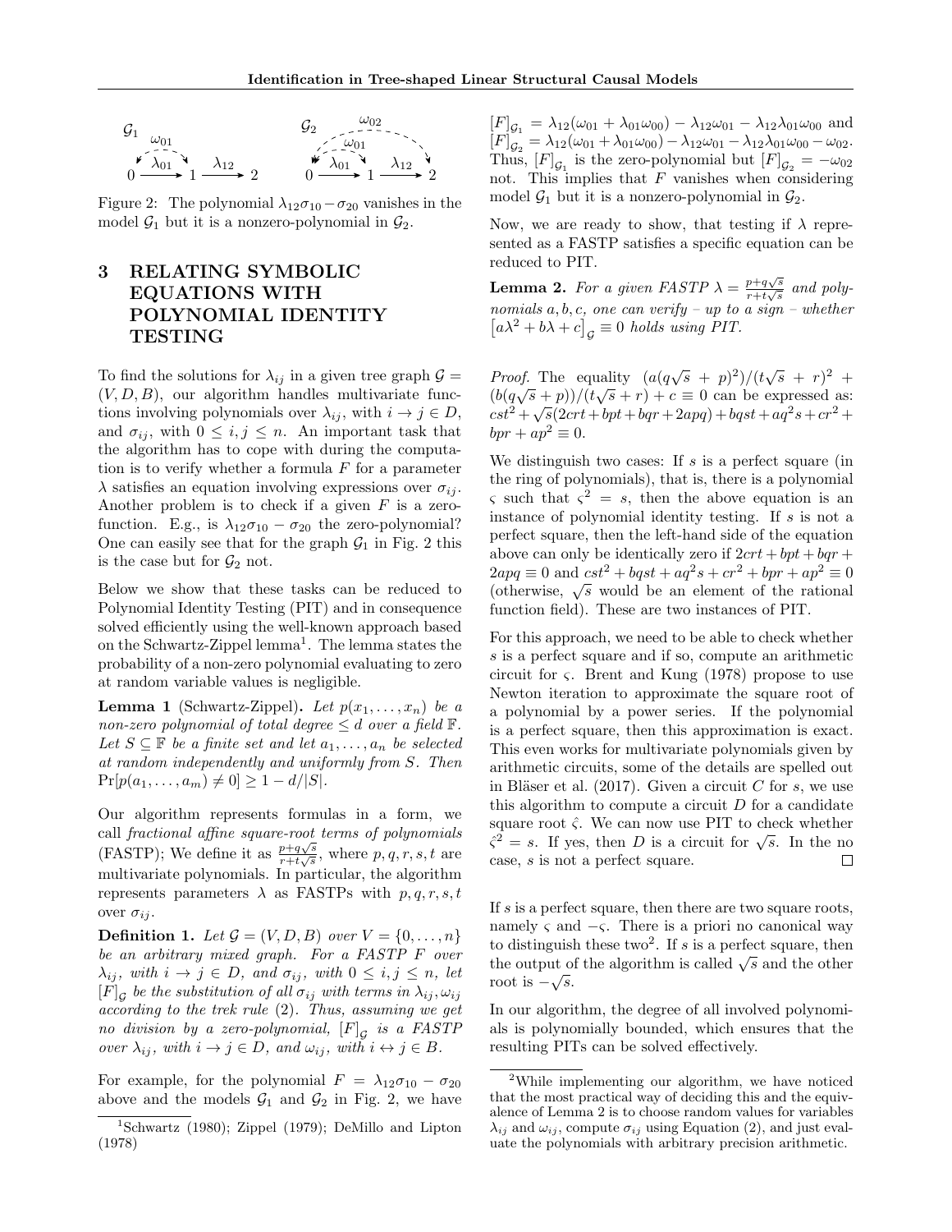Figure 2: The polynomial $\lambda_{12}\sigma_{10} - \sigma_{20}$ vanishes in the model $\mathcal{G}_1$ but it is a nonzero-polynomial in $\mathcal{G}_2$.

## 3 RELATING SYMBOLIC EQUATIONS WITH POLYNOMIAL IDENTITY TESTING

To find the solutions for $\lambda_{ij}$ in a given tree graph $\mathcal{G} = (V, D, B)$, our algorithm handles multivariate functions involving polynomials over $\lambda_{ij}$, with $i \to j \in D$, and $\sigma_{ij}$, with $0 \le i, j \le n$. An important task that the algorithm has to cope with during the computation is to verify whether a formula $F$ for a parameter $\lambda$ satisfies an equation involving expressions over $\sigma_{ij}$. Another problem is to check if a given $F$ is a zero-function. E.g., is $\lambda_{12}\sigma_{10} - \sigma_{20}$ the zero-polynomial? One can easily see that for the graph $\mathcal{G}_1$ in Fig. 2 this is the case but for $\mathcal{G}_2$ not.

Below we show that these tasks can be reduced to Polynomial Identity Testing (PIT) and in consequence solved efficiently using the well-known approach based on the Schwartz-Zippel lemma[1]. The lemma states the probability of a non-zero polynomial evaluating to zero at random variable values is negligible.

**Lemma 1** (Schwartz-Zippel)**.** *Let $p(x_1, \ldots, x_n)$ be a non-zero polynomial of total degree $\le d$ over a field $\mathbb{F}$. Let $S \subseteq \mathbb{F}$ be a finite set and let $a_1, \ldots, a_n$ be selected at random independently and uniformly from $S$. Then $\Pr[p(a_1, \ldots, a_m) \neq 0] \ge 1 - d/|S|$.*

Our algorithm represents formulas in a form, we call *fractional affine square-root terms of polynomials* (FASTP); We define it as $\frac{p+q\sqrt{s}}{r+t\sqrt{s}}$, where $p, q, r, s, t$ are multivariate polynomials. In particular, the algorithm represents parameters $\lambda$ as FASTPs with $p, q, r, s, t$ over $\sigma_{ij}$.

**Definition 1.** *Let $\mathcal{G} = (V, D, B)$ over $V = \{0, \ldots, n\}$ be an arbitrary mixed graph. For a FASTP $F$ over $\lambda_{ij}$, with $i \to j \in D$, and $\sigma_{ij}$, with $0 \le i, j \le n$, let $[F]_\mathcal{G}$ be the substitution of all $\sigma_{ij}$ with terms in $\lambda_{ij}, \omega_{ij}$ according to the trek rule (2). Thus, assuming we get no division by a zero-polynomial, $[F]_\mathcal{G}$ is a FASTP over $\lambda_{ij}$, with $i \to j \in D$, and $\omega_{ij}$, with $i \leftrightarrow j \in B$.*

For example, for the polynomial $F = \lambda_{12}\sigma_{10} - \sigma_{20}$ above and the models $\mathcal{G}_1$ and $\mathcal{G}_2$ in Fig. 2, we have $[F]_{\mathcal{G}_1} = \lambda_{12}(\omega_{01} + \lambda_{01}\omega_{00}) - \lambda_{12}\omega_{01} - \lambda_{12}\lambda_{01}\omega_{00}$ and $[F]_{\mathcal{G}_2} = \lambda_{12}(\omega_{01} + \lambda_{01}\omega_{00}) - \lambda_{12}\omega_{01} - \lambda_{12}\lambda_{01}\omega_{00} - \omega_{02}$. Thus, $[F]_{\mathcal{G}_1}$ is the zero-polynomial but $[F]_{\mathcal{G}_2} = -\omega_{02}$ not. This implies that $F$ vanishes when considering model $\mathcal{G}_1$ but it is a nonzero-polynomial in $\mathcal{G}_2$.

Now, we are ready to show, that testing if $\lambda$ represented as a FASTP satisfies a specific equation can be reduced to PIT.

**Lemma 2.** *For a given FASTP $\lambda = \frac{p+q\sqrt{s}}{r+t\sqrt{s}}$ and polynomials $a, b, c$, one can verify – up to a sign – whether $\left[a\lambda^2 + b\lambda + c\right]_\mathcal{G} \equiv 0$ holds using PIT.*

*Proof.* The equality $(a(q\sqrt{s} + p)^2)/(t\sqrt{s} + r)^2 + (b(q\sqrt{s} + p))/(t\sqrt{s} + r) + c \equiv 0$ can be expressed as: $cst^2 + \sqrt{s}(2crt + bpt + bqr + 2apq) + bqst + aq^2s + cr^2 + bpr + ap^2 \equiv 0$.

We distinguish two cases: If $s$ is a perfect square (in the ring of polynomials), that is, there is a polynomial $\varsigma$ such that $\varsigma^2 = s$, then the above equation is an instance of polynomial identity testing. If $s$ is not a perfect square, then the left-hand side of the equation above can only be identically zero if $2crt + bpt + bqr + 2apq \equiv 0$ and $cst^2 + bqst + aq^2s + cr^2 + bpr + ap^2 \equiv 0$ (otherwise, $\sqrt{s}$ would be an element of the rational function field). These are two instances of PIT.

For this approach, we need to be able to check whether $s$ is a perfect square and if so, compute an arithmetic circuit for $\varsigma$. Brent and Kung (1978) propose to use Newton iteration to approximate the square root of a polynomial by a power series. If the polynomial is a perfect square, then this approximation is exact. This even works for multivariate polynomials given by arithmetic circuits, some of the details are spelled out in Bläser et al. (2017). Given a circuit $C$ for $s$, we use this algorithm to compute a circuit $D$ for a candidate square root $\hat{\varsigma}$. We can now use PIT to check whether $\hat{\varsigma}^2 = s$. If yes, then $D$ is a circuit for $\sqrt{s}$. In the no case, $s$ is not a perfect square. □

If $s$ is a perfect square, then there are two square roots, namely $\varsigma$ and $-\varsigma$. There is a priori no canonical way to distinguish these two[2]. If $s$ is a perfect square, then the output of the algorithm is called $\sqrt{s}$ and the other root is $-\sqrt{s}$.

In our algorithm, the degree of all involved polynomials is polynomially bounded, which ensures that the resulting PITs can be solved effectively.

---

[1] Schwartz (1980); Zippel (1979); DeMillo and Lipton (1978)

[2] While implementing our algorithm, we have noticed that the most practical way of deciding this and the equivalence of Lemma 2 is to choose random values for variables $\lambda_{ij}$ and $\omega_{ij}$, compute $\sigma_{ij}$ using Equation (2), and just evaluate the polynomials with arbitrary precision arithmetic.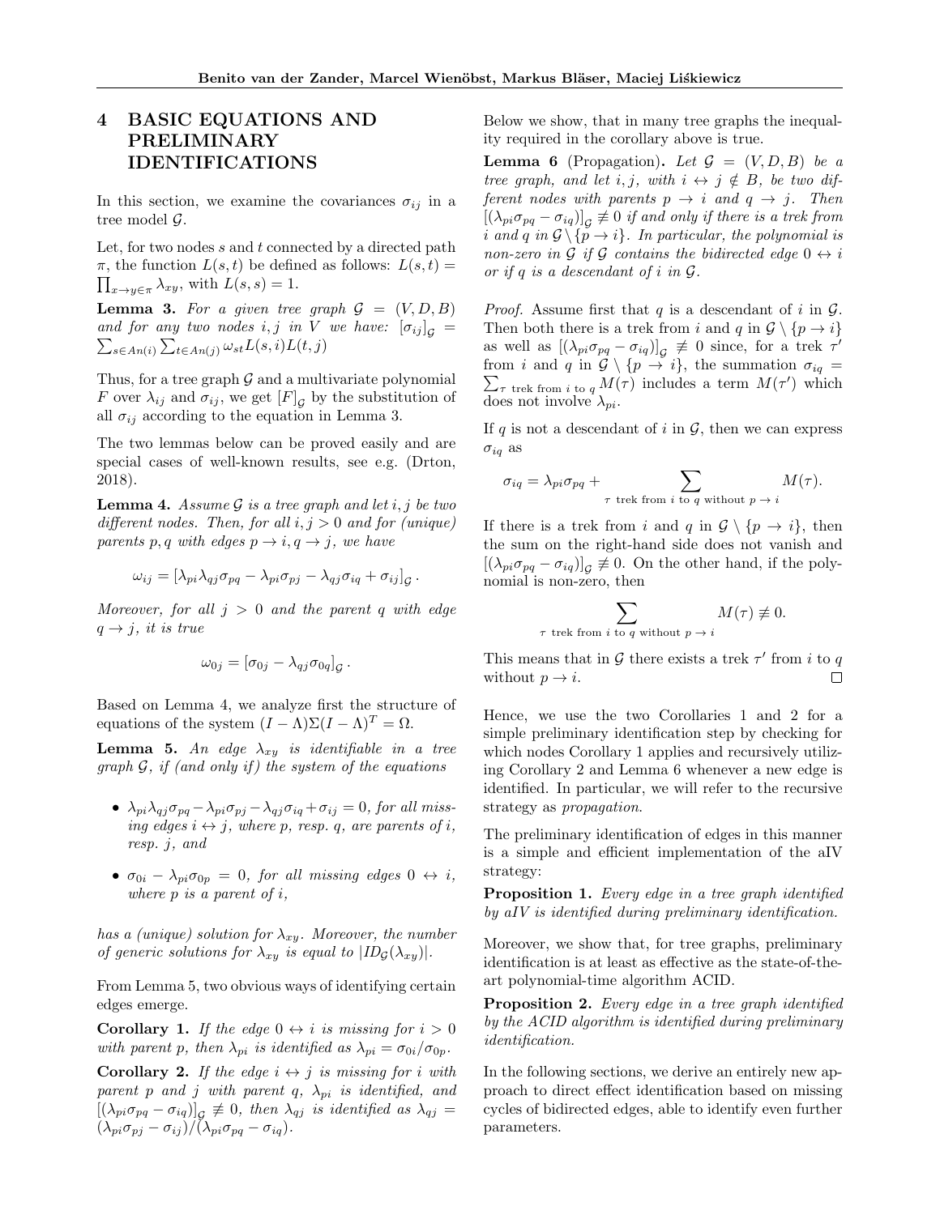# 4 BASIC EQUATIONS AND PRELIMINARY IDENTIFICATIONS

In this section, we examine the covariances $\sigma_{ij}$ in a tree model $\mathcal{G}$.

Let, for two nodes $s$ and $t$ connected by a directed path $\pi$, the function $L(s,t)$ be defined as follows: $L(s,t) = \prod_{x \to y \in \pi} \lambda_{xy}$, with $L(s,s) = 1$.

**Lemma 3.** *For a given tree graph $\mathcal{G} = (V, D, B)$ and for any two nodes $i, j$ in $V$ we have: $[\sigma_{ij}]_{\mathcal{G}} = \sum_{s \in An(i)} \sum_{t \in An(j)} \omega_{st} L(s,i) L(t,j)$*

Thus, for a tree graph $\mathcal{G}$ and a multivariate polynomial $F$ over $\lambda_{ij}$ and $\sigma_{ij}$, we get $[F]_{\mathcal{G}}$ by the substitution of all $\sigma_{ij}$ according to the equation in Lemma 3.

The two lemmas below can be proved easily and are special cases of well-known results, see e.g. (Drton, 2018).

**Lemma 4.** *Assume $\mathcal{G}$ is a tree graph and let $i, j$ be two different nodes. Then, for all $i, j > 0$ and for (unique) parents $p, q$ with edges $p \to i, q \to j$, we have*

$$\omega_{ij} = [\lambda_{pi}\lambda_{qj}\sigma_{pq} - \lambda_{pi}\sigma_{pj} - \lambda_{qj}\sigma_{iq} + \sigma_{ij}]_{\mathcal{G}}.$$

*Moreover, for all $j > 0$ and the parent $q$ with edge $q \to j$, it is true*

$$\omega_{0j} = [\sigma_{0j} - \lambda_{qj}\sigma_{0q}]_{\mathcal{G}}.$$

Based on Lemma 4, we analyze first the structure of equations of the system $(I - \Lambda)\Sigma(I - \Lambda)^T = \Omega$.

**Lemma 5.** *An edge $\lambda_{xy}$ is identifiable in a tree graph $\mathcal{G}$, if (and only if) the system of the equations*

- *$\lambda_{pi}\lambda_{qj}\sigma_{pq} - \lambda_{pi}\sigma_{pj} - \lambda_{qj}\sigma_{iq} + \sigma_{ij} = 0$, for all missing edges $i \leftrightarrow j$, where $p$, resp. $q$, are parents of $i$, resp. $j$, and*
- *$\sigma_{0i} - \lambda_{pi}\sigma_{0p} = 0$, for all missing edges $0 \leftrightarrow i$, where $p$ is a parent of $i$,*

*has a (unique) solution for $\lambda_{xy}$. Moreover, the number of generic solutions for $\lambda_{xy}$ is equal to $|ID_{\mathcal{G}}(\lambda_{xy})|$.*

From Lemma 5, two obvious ways of identifying certain edges emerge.

**Corollary 1.** *If the edge $0 \leftrightarrow i$ is missing for $i > 0$ with parent $p$, then $\lambda_{pi}$ is identified as $\lambda_{pi} = \sigma_{0i}/\sigma_{0p}$.*

**Corollary 2.** *If the edge $i \leftrightarrow j$ is missing for $i$ with parent $p$ and $j$ with parent $q$, $\lambda_{pi}$ is identified, and $[(\lambda_{pi}\sigma_{pq} - \sigma_{iq})]_{\mathcal{G}} \not\equiv 0$, then $\lambda_{qj}$ is identified as $\lambda_{qj} = (\lambda_{pi}\sigma_{pj} - \sigma_{ij})/(\lambda_{pi}\sigma_{pq} - \sigma_{iq})$.*

Below we show, that in many tree graphs the inequality required in the corollary above is true.

**Lemma 6** (Propagation)**.** *Let $\mathcal{G} = (V, D, B)$ be a tree graph, and let $i, j$, with $i \leftrightarrow j \notin B$, be two different nodes with parents $p \to i$ and $q \to j$. Then $[(\lambda_{pi}\sigma_{pq} - \sigma_{iq})]_{\mathcal{G}} \not\equiv 0$ if and only if there is a trek from $i$ and $q$ in $\mathcal{G} \setminus \{p \to i\}$. In particular, the polynomial is non-zero in $\mathcal{G}$ if $\mathcal{G}$ contains the bidirected edge $0 \leftrightarrow i$ or if $q$ is a descendant of $i$ in $\mathcal{G}$.*

*Proof.* Assume first that $q$ is a descendant of $i$ in $\mathcal{G}$. Then both there is a trek from $i$ and $q$ in $\mathcal{G} \setminus \{p \to i\}$ as well as $[(\lambda_{pi}\sigma_{pq} - \sigma_{iq})]_{\mathcal{G}} \not\equiv 0$ since, for a trek $\tau'$ from $i$ and $q$ in $\mathcal{G} \setminus \{p \to i\}$, the summation $\sigma_{iq} = \sum_{\tau \text{ trek from } i \text{ to } q} M(\tau)$ includes a term $M(\tau')$ which does not involve $\lambda_{pi}$.

If $q$ is not a descendant of $i$ in $\mathcal{G}$, then we can express $\sigma_{iq}$ as

$$\sigma_{iq} = \lambda_{pi}\sigma_{pq} + \sum_{\tau \text{ trek from } i \text{ to } q \text{ without } p \to i} M(\tau).$$

If there is a trek from $i$ and $q$ in $\mathcal{G} \setminus \{p \to i\}$, then the sum on the right-hand side does not vanish and $[(\lambda_{pi}\sigma_{pq} - \sigma_{iq})]_{\mathcal{G}} \not\equiv 0$. On the other hand, if the polynomial is non-zero, then

$$\sum_{\tau \text{ trek from } i \text{ to } q \text{ without } p \to i} M(\tau) \not\equiv 0.$$

This means that in $\mathcal{G}$ there exists a trek $\tau'$ from $i$ to $q$ without $p \to i$. $\square$

Hence, we use the two Corollaries 1 and 2 for a simple preliminary identification step by checking for which nodes Corollary 1 applies and recursively utilizing Corollary 2 and Lemma 6 whenever a new edge is identified. In particular, we will refer to the recursive strategy as *propagation*.

The preliminary identification of edges in this manner is a simple and efficient implementation of the aIV strategy:

**Proposition 1.** *Every edge in a tree graph identified by aIV is identified during preliminary identification.*

Moreover, we show that, for tree graphs, preliminary identification is at least as effective as the state-of-the-art polynomial-time algorithm ACID.

**Proposition 2.** *Every edge in a tree graph identified by the ACID algorithm is identified during preliminary identification.*

In the following sections, we derive an entirely new approach to direct effect identification based on missing cycles of bidirected edges, able to identify even further parameters.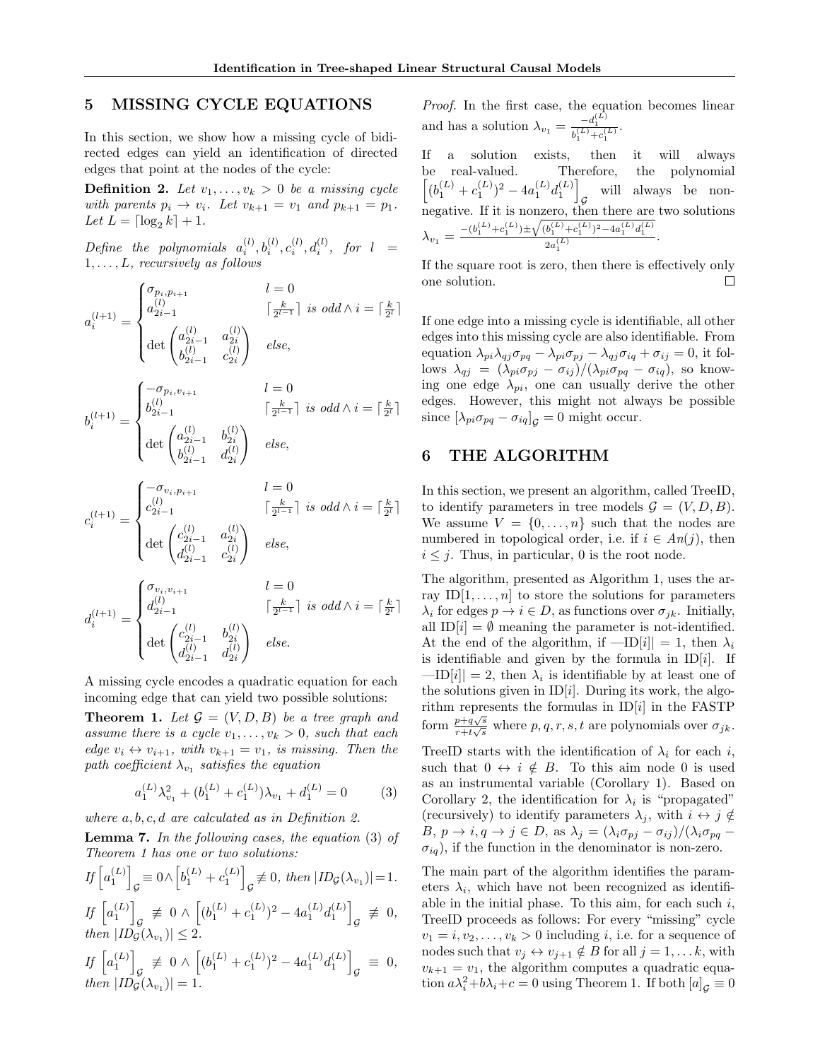## 5 MISSING CYCLE EQUATIONS

In this section, we show how a missing cycle of bidirected edges can yield an identification of directed edges that point at the nodes of the cycle:

**Definition 2.** *Let $v_1, \ldots, v_k > 0$ be a missing cycle with parents $p_i \to v_i$. Let $v_{k+1} = v_1$ and $p_{k+1} = p_1$. Let $L = \lceil \log_2 k \rceil + 1$.*

*Define the polynomials $a_i^{(l)}, b_i^{(l)}, c_i^{(l)}, d_i^{(l)}$, for $l = 1, \ldots, L$, recursively as follows*

$$a_i^{(l+1)} = \begin{cases} \sigma_{p_i, p_{i+1}} & l = 0 \\ a_{2i-1}^{(l)} & \lceil \frac{k}{2^{l-1}} \rceil \text{ is odd} \wedge i = \lceil \frac{k}{2^l} \rceil \\ \det \begin{pmatrix} a_{2i-1}^{(l)} & a_{2i}^{(l)} \\ b_{2i-1}^{(l)} & c_{2i}^{(l)} \end{pmatrix} & \text{else,} \end{cases}$$

$$b_i^{(l+1)} = \begin{cases} -\sigma_{p_i, v_{i+1}} & l = 0 \\ b_{2i-1}^{(l)} & \lceil \frac{k}{2^{l-1}} \rceil \text{ is odd} \wedge i = \lceil \frac{k}{2^l} \rceil \\ \det \begin{pmatrix} a_{2i-1}^{(l)} & b_{2i}^{(l)} \\ b_{2i-1}^{(l)} & d_{2i}^{(l)} \end{pmatrix} & \text{else,} \end{cases}$$

$$c_i^{(l+1)} = \begin{cases} -\sigma_{v_i, p_{i+1}} & l = 0 \\ c_{2i-1}^{(l)} & \lceil \frac{k}{2^{l-1}} \rceil \text{ is odd} \wedge i = \lceil \frac{k}{2^l} \rceil \\ \det \begin{pmatrix} c_{2i-1}^{(l)} & a_{2i}^{(l)} \\ d_{2i-1}^{(l)} & c_{2i}^{(l)} \end{pmatrix} & \text{else,} \end{cases}$$

$$d_i^{(l+1)} = \begin{cases} \sigma_{v_i, v_{i+1}} & l = 0 \\ d_{2i-1}^{(l)} & \lceil \frac{k}{2^{l-1}} \rceil \text{ is odd} \wedge i = \lceil \frac{k}{2^l} \rceil \\ \det \begin{pmatrix} c_{2i-1}^{(l)} & b_{2i}^{(l)} \\ d_{2i-1}^{(l)} & d_{2i}^{(l)} \end{pmatrix} & \text{else.} \end{cases}$$

A missing cycle encodes a quadratic equation for each incoming edge that can yield two possible solutions:

**Theorem 1.** *Let $\mathcal{G} = (V, D, B)$ be a tree graph and assume there is a cycle $v_1, \ldots, v_k > 0$, such that each edge $v_i \leftrightarrow v_{i+1}$, with $v_{k+1} = v_1$, is missing. Then the path coefficient $\lambda_{v_1}$ satisfies the equation*

$$a_1^{(L)} \lambda_{v_1}^2 + (b_1^{(L)} + c_1^{(L)}) \lambda_{v_1} + d_1^{(L)} = 0 \qquad (3)$$

*where $a, b, c, d$ are calculated as in Definition 2.*

**Lemma 7.** *In the following cases, the equation (3) of Theorem 1 has one or two solutions:*

*If $\left[a_1^{(L)}\right]_{\mathcal{G}} \equiv 0 \wedge \left[b_1^{(L)} + c_1^{(L)}\right]_{\mathcal{G}} \not\equiv 0$, then $|ID_{\mathcal{G}}(\lambda_{v_1})| = 1$.*

*If $\left[a_1^{(L)}\right]_{\mathcal{G}} \not\equiv 0 \wedge \left[(b_1^{(L)} + c_1^{(L)})^2 - 4a_1^{(L)} d_1^{(L)}\right]_{\mathcal{G}} \not\equiv 0$, then $|ID_{\mathcal{G}}(\lambda_{v_1})| \leq 2$.*

*If $\left[a_1^{(L)}\right]_{\mathcal{G}} \not\equiv 0 \wedge \left[(b_1^{(L)} + c_1^{(L)})^2 - 4a_1^{(L)} d_1^{(L)}\right]_{\mathcal{G}} \equiv 0$, then $|ID_{\mathcal{G}}(\lambda_{v_1})| = 1$.*

*Proof.* In the first case, the equation becomes linear and has a solution $\lambda_{v_1} = \frac{-d_1^{(L)}}{b_1^{(L)} + c_1^{(L)}}$.

If a solution exists, then it will always be real-valued. Therefore, the polynomial $\left[(b_1^{(L)} + c_1^{(L)})^2 - 4a_1^{(L)} d_1^{(L)}\right]_{\mathcal{G}}$ will always be non-negative. If it is nonzero, then there are two solutions $\lambda_{v_1} = \frac{-(b_1^{(L)} + c_1^{(L)}) \pm \sqrt{(b_1^{(L)} + c_1^{(L)})^2 - 4a_1^{(L)} d_1^{(L)}}}{2a_1^{(L)}}$.

If the square root is zero, then there is effectively only one solution. $\square$

If one edge into a missing cycle is identifiable, all other edges into this missing cycle are also identifiable. From equation $\lambda_{pi}\lambda_{qj}\sigma_{pq} - \lambda_{pi}\sigma_{pj} - \lambda_{qj}\sigma_{iq} + \sigma_{ij} = 0$, it follows $\lambda_{qj} = (\lambda_{pi}\sigma_{pj} - \sigma_{ij})/(\lambda_{pi}\sigma_{pq} - \sigma_{iq})$, so knowing one edge $\lambda_{pi}$, one can usually derive the other edges. However, this might not always be possible since $[\lambda_{pi}\sigma_{pq} - \sigma_{iq}]_{\mathcal{G}} = 0$ might occur.

## 6 THE ALGORITHM

In this section, we present an algorithm, called TreeID, to identify parameters in tree models $\mathcal{G} = (V, D, B)$. We assume $V = \{0, \ldots, n\}$ such that the nodes are numbered in topological order, i.e. if $i \in An(j)$, then $i \leq j$. Thus, in particular, 0 is the root node.

The algorithm, presented as Algorithm 1, uses the array ID$[1, \ldots, n]$ to store the solutions for parameters $\lambda_i$ for edges $p \to i \in D$, as functions over $\sigma_{jk}$. Initially, all ID$[i] = \emptyset$ meaning the parameter is not-identified. At the end of the algorithm, if —ID$[i]$| = 1, then $\lambda_i$ is identifiable and given by the formula in ID$[i]$. If —ID$[i]$| = 2, then $\lambda_i$ is identifiable by at least one of the solutions given in ID$[i]$. During its work, the algorithm represents the formulas in ID$[i]$ in the FASTP form $\frac{p + q\sqrt{s}}{r + t\sqrt{s}}$ where $p, q, r, s, t$ are polynomials over $\sigma_{jk}$.

TreeID starts with the identification of $\lambda_i$ for each $i$, such that $0 \leftrightarrow i \notin B$. To this aim node 0 is used as an instrumental variable (Corollary 1). Based on Corollary 2, the identification for $\lambda_i$ is "propagated" (recursively) to identify parameters $\lambda_j$, with $i \leftrightarrow j \notin B$, $p \to i, q \to j \in D$, as $\lambda_j = (\lambda_i\sigma_{pj} - \sigma_{ij})/(\lambda_i\sigma_{pq} - \sigma_{iq})$, if the function in the denominator is non-zero.

The main part of the algorithm identifies the parameters $\lambda_i$, which have not been recognized as identifiable in the initial phase. To this aim, for each such $i$, TreeID proceeds as follows: For every "missing" cycle $v_1 = i, v_2, \ldots, v_k > 0$ including $i$, i.e. for a sequence of nodes such that $v_j \leftrightarrow v_{j+1} \notin B$ for all $j = 1, \ldots k$, with $v_{k+1} = v_1$, the algorithm computes a quadratic equation $a\lambda_i^2 + b\lambda_i + c = 0$ using Theorem 1. If both $[a]_{\mathcal{G}} \equiv 0$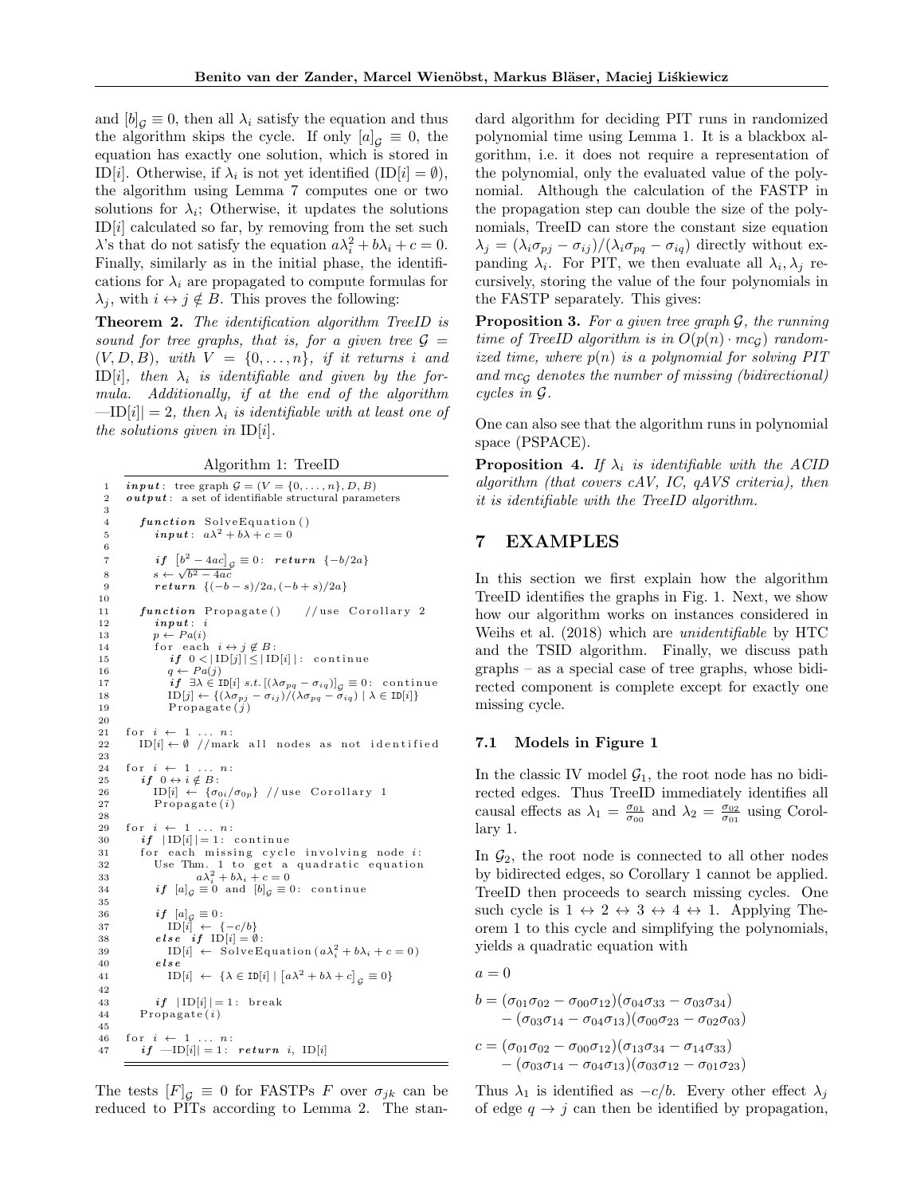and $[b]_{\mathcal{G}} \equiv 0$, then all $\lambda_i$ satisfy the equation and thus the algorithm skips the cycle. If only $[a]_{\mathcal{G}} \equiv 0$, the equation has exactly one solution, which is stored in ID[$i$]. Otherwise, if $\lambda_i$ is not yet identified (ID[$i$] $= \emptyset$), the algorithm using Lemma 7 computes one or two solutions for $\lambda_i$; Otherwise, it updates the solutions ID[$i$] calculated so far, by removing from the set such $\lambda$'s that do not satisfy the equation $a\lambda_i^2 + b\lambda_i + c = 0$. Finally, similarly as in the initial phase, the identifications for $\lambda_i$ are propagated to compute formulas for $\lambda_j$, with $i \leftrightarrow j \notin B$. This proves the following:

**Theorem 2.** *The identification algorithm TreeID is sound for tree graphs, that is, for a given tree $\mathcal{G} = (V, D, B)$, with $V = \{0, \ldots, n\}$, if it returns $i$ and ID[$i$], then $\lambda_i$ is identifiable and given by the formula. Additionally, if at the end of the algorithm —ID[$i$]| = 2, then $\lambda_i$ is identifiable with at least one of the solutions given in ID[$i$].*

Algorithm 1: TreeID

```
1   input:  tree graph G = (V = {0,...,n}, D, B)
2   output:  a set of identifiable structural parameters
3
4     function SolveEquation()
5       input:  aλ² + bλ + c = 0
6
7       if [b² − 4ac]_G ≡ 0:  return {−b/2a}
8       s ← √(b² − 4ac)
9       return {(−b − s)/2a, (−b + s)/2a}
10
11    function Propagate()     //use Corollary 2
12      input: i
13      p ← Pa(i)
14      for each i ↔ j ∉ B:
15        if 0 < |ID[j]| ≤ |ID[i]|:  continue
16        q ← Pa(j)
17        if ∃λ ∈ ID[i] s.t. [(λσ_pq − σ_iq)]_G ≡ 0:  continue
18        ID[j] ← {(λσ_pj − σ_ij)/(λσ_pq − σ_iq) | λ ∈ ID[i]}
19        Propagate(j)
20
21  for i ← 1 ... n:
22    ID[i] ← ∅  //mark all nodes as not identified
23
24  for i ← 1 ... n:
25    if 0 ↔ i ∉ B:
26      ID[i] ← {σ_0i/σ_0p}  //use Corollary 1
27      Propagate(i)
28
29  for i ← 1 ... n:
30    if |ID[i]| = 1:  continue
31    for each missing cycle involving node i:
32      Use Thm. 1 to get a quadratic equation
33            aλ_i² + bλ_i + c = 0
34      if [a]_G ≡ 0 and [b]_G ≡ 0:  continue
35
36      if [a]_G ≡ 0:
37        ID[i] ← {−c/b}
38      else if ID[i] = ∅:
39        ID[i] ← SolveEquation(aλ_i² + bλ_i + c = 0)
40      else
41        ID[i] ← {λ ∈ ID[i] | [aλ² + bλ + c]_G ≡ 0}
42
43      if |ID[i]| = 1:  break
44    Propagate(i)
45
46  for i ← 1 ... n:
47    if —ID[i]| = 1:  return i, ID[i]
```

The tests $[F]_{\mathcal{G}} \equiv 0$ for FASTPs $F$ over $\sigma_{jk}$ can be reduced to PITs according to Lemma 2. The standard algorithm for deciding PIT runs in randomized polynomial time using Lemma 1. It is a blackbox algorithm, i.e. it does not require a representation of the polynomial, only the evaluated value of the polynomial. Although the calculation of the FASTP in the propagation step can double the size of the polynomials, TreeID can store the constant size equation $\lambda_j = (\lambda_i\sigma_{pj} - \sigma_{ij})/(\lambda_i\sigma_{pq} - \sigma_{iq})$ directly without expanding $\lambda_i$. For PIT, we then evaluate all $\lambda_i, \lambda_j$ recursively, storing the value of the four polynomials in the FASTP separately. This gives:

**Proposition 3.** *For a given tree graph $\mathcal{G}$, the running time of TreeID algorithm is in $O(p(n) \cdot mc_{\mathcal{G}})$ randomized time, where $p(n)$ is a polynomial for solving PIT and $mc_{\mathcal{G}}$ denotes the number of missing (bidirectional) cycles in $\mathcal{G}$.*

One can also see that the algorithm runs in polynomial space (PSPACE).

**Proposition 4.** *If $\lambda_i$ is identifiable with the ACID algorithm (that covers cAV, IC, qAVS criteria), then it is identifiable with the TreeID algorithm.*

## 7 EXAMPLES

In this section we first explain how the algorithm TreeID identifies the graphs in Fig. 1. Next, we show how our algorithm works on instances considered in Weihs et al. (2018) which are *unidentifiable* by HTC and the TSID algorithm. Finally, we discuss path graphs – as a special case of tree graphs, whose bidirected component is complete except for exactly one missing cycle.

### 7.1 Models in Figure 1

In the classic IV model $\mathcal{G}_1$, the root node has no bidirected edges. Thus TreeID immediately identifies all causal effects as $\lambda_1 = \frac{\sigma_{01}}{\sigma_{00}}$ and $\lambda_2 = \frac{\sigma_{02}}{\sigma_{01}}$ using Corollary 1.

In $\mathcal{G}_2$, the root node is connected to all other nodes by bidirected edges, so Corollary 1 cannot be applied. TreeID then proceeds to search missing cycles. One such cycle is $1 \leftrightarrow 2 \leftrightarrow 3 \leftrightarrow 4 \leftrightarrow 1$. Applying Theorem 1 to this cycle and simplifying the polynomials, yields a quadratic equation with

$$a = 0$$

$$\begin{aligned} b = &(\sigma_{01}\sigma_{02} - \sigma_{00}\sigma_{12})(\sigma_{04}\sigma_{33} - \sigma_{03}\sigma_{34}) \\ &- (\sigma_{03}\sigma_{14} - \sigma_{04}\sigma_{13})(\sigma_{00}\sigma_{23} - \sigma_{02}\sigma_{03}) \end{aligned}$$

$$\begin{aligned} c = &(\sigma_{01}\sigma_{02} - \sigma_{00}\sigma_{12})(\sigma_{13}\sigma_{34} - \sigma_{14}\sigma_{33}) \\ &- (\sigma_{03}\sigma_{14} - \sigma_{04}\sigma_{13})(\sigma_{03}\sigma_{12} - \sigma_{01}\sigma_{23}) \end{aligned}$$

Thus $\lambda_1$ is identified as $-c/b$. Every other effect $\lambda_j$ of edge $q \to j$ can then be identified by propagation,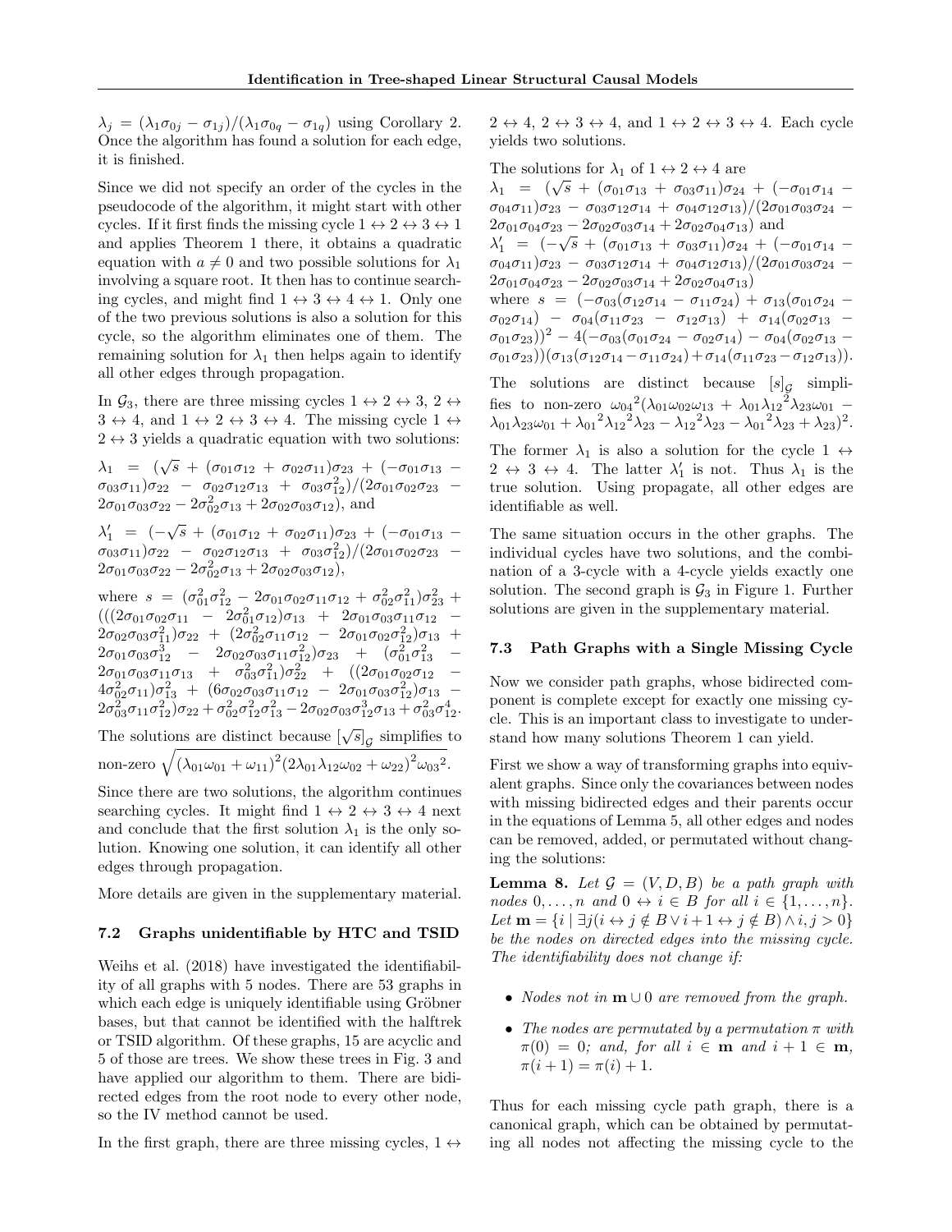$\lambda_j = (\lambda_1\sigma_{0j} - \sigma_{1j})/(\lambda_1\sigma_{0q} - \sigma_{1q})$ using Corollary 2. Once the algorithm has found a solution for each edge, it is finished.

Since we did not specify an order of the cycles in the pseudocode of the algorithm, it might start with other cycles. If it first finds the missing cycle $1 \leftrightarrow 2 \leftrightarrow 3 \leftrightarrow 1$ and applies Theorem 1 there, it obtains a quadratic equation with $a \neq 0$ and two possible solutions for $\lambda_1$ involving a square root. It then has to continue searching cycles, and might find $1 \leftrightarrow 3 \leftrightarrow 4 \leftrightarrow 1$. Only one of the two previous solutions is also a solution for this cycle, so the algorithm eliminates one of them. The remaining solution for $\lambda_1$ then helps again to identify all other edges through propagation.

In $\mathcal{G}_3$, there are three missing cycles $1 \leftrightarrow 2 \leftrightarrow 3$, $2 \leftrightarrow 3 \leftrightarrow 4$, and $1 \leftrightarrow 2 \leftrightarrow 3 \leftrightarrow 4$. The missing cycle $1 \leftrightarrow 2 \leftrightarrow 3$ yields a quadratic equation with two solutions:

$\lambda_1 = (\sqrt{s} + (\sigma_{01}\sigma_{12} + \sigma_{02}\sigma_{11})\sigma_{23} + (-\sigma_{01}\sigma_{13} - \sigma_{03}\sigma_{11})\sigma_{22} - \sigma_{02}\sigma_{12}\sigma_{13} + \sigma_{03}\sigma_{12}^2)/(2\sigma_{01}\sigma_{02}\sigma_{23} - 2\sigma_{01}\sigma_{03}\sigma_{22} - 2\sigma_{02}^2\sigma_{13} + 2\sigma_{02}\sigma_{03}\sigma_{12})$, and

$\lambda_1' = (-\sqrt{s} + (\sigma_{01}\sigma_{12} + \sigma_{02}\sigma_{11})\sigma_{23} + (-\sigma_{01}\sigma_{13} - \sigma_{03}\sigma_{11})\sigma_{22} - \sigma_{02}\sigma_{12}\sigma_{13} + \sigma_{03}\sigma_{12}^2)/(2\sigma_{01}\sigma_{02}\sigma_{23} - 2\sigma_{01}\sigma_{03}\sigma_{22} - 2\sigma_{02}^2\sigma_{13} + 2\sigma_{02}\sigma_{03}\sigma_{12})$,

where $s = (\sigma_{01}^2\sigma_{12}^2 - 2\sigma_{01}\sigma_{02}\sigma_{11}\sigma_{12} + \sigma_{02}^2\sigma_{11}^2)\sigma_{23}^2 + (((2\sigma_{01}\sigma_{02}\sigma_{11} - 2\sigma_{01}^2\sigma_{12})\sigma_{13} + 2\sigma_{01}\sigma_{03}\sigma_{11}\sigma_{12} - 2\sigma_{02}\sigma_{03}\sigma_{11}^2)\sigma_{22} + (2\sigma_{02}^2\sigma_{11}\sigma_{12} - 2\sigma_{01}\sigma_{02}\sigma_{12}^2)\sigma_{13} + 2\sigma_{01}\sigma_{03}\sigma_{12}^3 - 2\sigma_{02}\sigma_{03}\sigma_{11}\sigma_{12}^2)\sigma_{23} + (\sigma_{01}^2\sigma_{13}^2 - 2\sigma_{01}\sigma_{03}\sigma_{11}\sigma_{13} + \sigma_{03}^2\sigma_{11}^2)\sigma_{22}^2 + ((2\sigma_{01}\sigma_{02}\sigma_{12} - 4\sigma_{02}^2\sigma_{11})\sigma_{13}^2 + (6\sigma_{02}\sigma_{03}\sigma_{11}\sigma_{12} - 2\sigma_{01}\sigma_{03}\sigma_{12}^2)\sigma_{13} - 2\sigma_{03}^2\sigma_{11}\sigma_{12}^2)\sigma_{22} + \sigma_{02}^2\sigma_{12}^2\sigma_{13}^2 - 2\sigma_{02}\sigma_{03}\sigma_{12}^3\sigma_{13} + \sigma_{03}^2\sigma_{12}^4$.

The solutions are distinct because $[\sqrt{s}]_{\mathcal{G}}$ simplifies to non-zero $\sqrt{(\lambda_{01}\omega_{01} + \omega_{11})^2(2\lambda_{01}\lambda_{12}\omega_{02} + \omega_{22})^2\omega_{03}^2}$.

Since there are two solutions, the algorithm continues searching cycles. It might find $1 \leftrightarrow 2 \leftrightarrow 3 \leftrightarrow 4$ next and conclude that the first solution $\lambda_1$ is the only solution. Knowing one solution, it can identify all other edges through propagation.

More details are given in the supplementary material.

### 7.2 Graphs unidentifiable by HTC and TSID

Weihs et al. (2018) have investigated the identifiability of all graphs with 5 nodes. There are 53 graphs in which each edge is uniquely identifiable using Gröbner bases, but that cannot be identified with the halftrek or TSID algorithm. Of these graphs, 15 are acyclic and 5 of those are trees. We show these trees in Fig. 3 and have applied our algorithm to them. There are bidirected edges from the root node to every other node, so the IV method cannot be used.

In the first graph, there are three missing cycles, $1 \leftrightarrow 2 \leftrightarrow 4$, $2 \leftrightarrow 3 \leftrightarrow 4$, and $1 \leftrightarrow 2 \leftrightarrow 3 \leftrightarrow 4$. Each cycle yields two solutions.

The solutions for $\lambda_1$ of $1 \leftrightarrow 2 \leftrightarrow 4$ are

$\lambda_1 = (\sqrt{s} + (\sigma_{01}\sigma_{13} + \sigma_{03}\sigma_{11})\sigma_{24} + (-\sigma_{01}\sigma_{14} - \sigma_{04}\sigma_{11})\sigma_{23} - \sigma_{03}\sigma_{12}\sigma_{14} + \sigma_{04}\sigma_{12}\sigma_{13})/(2\sigma_{01}\sigma_{03}\sigma_{24} - 2\sigma_{01}\sigma_{04}\sigma_{23} - 2\sigma_{02}\sigma_{03}\sigma_{14} + 2\sigma_{02}\sigma_{04}\sigma_{13})$ and

$\lambda_1' = (-\sqrt{s} + (\sigma_{01}\sigma_{13} + \sigma_{03}\sigma_{11})\sigma_{24} + (-\sigma_{01}\sigma_{14} - \sigma_{04}\sigma_{11})\sigma_{23} - \sigma_{03}\sigma_{12}\sigma_{14} + \sigma_{04}\sigma_{12}\sigma_{13})/(2\sigma_{01}\sigma_{03}\sigma_{24} - 2\sigma_{01}\sigma_{04}\sigma_{23} - 2\sigma_{02}\sigma_{03}\sigma_{14} + 2\sigma_{02}\sigma_{04}\sigma_{13})$

where $s = (-\sigma_{03}(\sigma_{12}\sigma_{14} - \sigma_{11}\sigma_{24}) + \sigma_{13}(\sigma_{01}\sigma_{24} - \sigma_{02}\sigma_{14}) - \sigma_{04}(\sigma_{11}\sigma_{23} - \sigma_{12}\sigma_{13}) + \sigma_{14}(\sigma_{02}\sigma_{13} - \sigma_{01}\sigma_{23}))^2 - 4(-\sigma_{03}(\sigma_{01}\sigma_{24} - \sigma_{02}\sigma_{14}) - \sigma_{04}(\sigma_{02}\sigma_{13} - \sigma_{01}\sigma_{23}))(\sigma_{13}(\sigma_{12}\sigma_{14} - \sigma_{11}\sigma_{24}) + \sigma_{14}(\sigma_{11}\sigma_{23} - \sigma_{12}\sigma_{13}))$.

The solutions are distinct because $[s]_{\mathcal{G}}$ simplifies to non-zero $\omega_{04}{}^2(\lambda_{01}\omega_{02}\omega_{13} + \lambda_{01}\lambda_{12}{}^2\lambda_{23}\omega_{01} - \lambda_{01}\lambda_{23}\omega_{01} + \lambda_{01}{}^2\lambda_{12}{}^2\lambda_{23} - \lambda_{12}{}^2\lambda_{23} - \lambda_{01}{}^2\lambda_{23} + \lambda_{23})^2$.

The former $\lambda_1$ is also a solution for the cycle $1 \leftrightarrow 2 \leftrightarrow 3 \leftrightarrow 4$. The latter $\lambda_1'$ is not. Thus $\lambda_1$ is the true solution. Using propagate, all other edges are identifiable as well.

The same situation occurs in the other graphs. The individual cycles have two solutions, and the combination of a 3-cycle with a 4-cycle yields exactly one solution. The second graph is $\mathcal{G}_3$ in Figure 1. Further solutions are given in the supplementary material.

### 7.3 Path Graphs with a Single Missing Cycle

Now we consider path graphs, whose bidirected component is complete except for exactly one missing cycle. This is an important class to investigate to understand how many solutions Theorem 1 can yield.

First we show a way of transforming graphs into equivalent graphs. Since only the covariances between nodes with missing bidirected edges and their parents occur in the equations of Lemma 5, all other edges and nodes can be removed, added, or permutated without changing the solutions:

**Lemma 8.** *Let $\mathcal{G} = (V, D, B)$ be a path graph with nodes $0, \ldots, n$ and $0 \leftrightarrow i \in B$ for all $i \in \{1, \ldots, n\}$. Let $\mathbf{m} = \{i \mid \exists j(i \leftrightarrow j \notin B \vee i+1 \leftrightarrow j \notin B) \wedge i, j > 0\}$ be the nodes on directed edges into the missing cycle. The identifiability does not change if:*

- *Nodes not in $\mathbf{m} \cup 0$ are removed from the graph.*
- *The nodes are permutated by a permutation $\pi$ with $\pi(0) = 0$; and, for all $i \in \mathbf{m}$ and $i+1 \in \mathbf{m}$, $\pi(i+1) = \pi(i) + 1$.*

Thus for each missing cycle path graph, there is a canonical graph, which can be obtained by permutating all nodes not affecting the missing cycle to the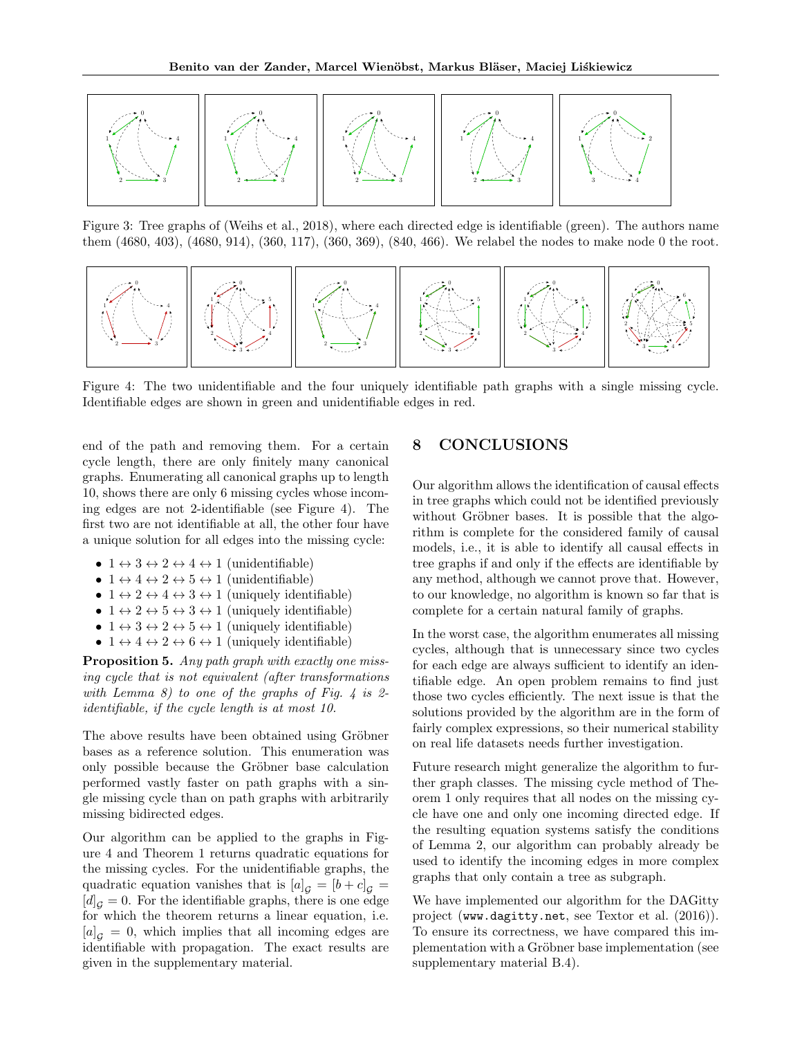Figure 3: Tree graphs of (Weihs et al., 2018), where each directed edge is identifiable (green). The authors name them (4680, 403), (4680, 914), (360, 117), (360, 369), (840, 466). We relabel the nodes to make node 0 the root.

Figure 4: The two unidentifiable and the four uniquely identifiable path graphs with a single missing cycle. Identifiable edges are shown in green and unidentifiable edges in red.

end of the path and removing them. For a certain cycle length, there are only finitely many canonical graphs. Enumerating all canonical graphs up to length 10, shows there are only 6 missing cycles whose incoming edges are not 2-identifiable (see Figure 4). The first two are not identifiable at all, the other four have a unique solution for all edges into the missing cycle:

- $1 \leftrightarrow 3 \leftrightarrow 2 \leftrightarrow 4 \leftrightarrow 1$ (unidentifiable)
- $1 \leftrightarrow 4 \leftrightarrow 2 \leftrightarrow 5 \leftrightarrow 1$ (unidentifiable)
- $1 \leftrightarrow 2 \leftrightarrow 4 \leftrightarrow 3 \leftrightarrow 1$ (uniquely identifiable)
- $1 \leftrightarrow 2 \leftrightarrow 5 \leftrightarrow 3 \leftrightarrow 1$ (uniquely identifiable)
- $1 \leftrightarrow 3 \leftrightarrow 2 \leftrightarrow 5 \leftrightarrow 1$ (uniquely identifiable)
- $1 \leftrightarrow 4 \leftrightarrow 2 \leftrightarrow 6 \leftrightarrow 1$ (uniquely identifiable)

**Proposition 5.** *Any path graph with exactly one missing cycle that is not equivalent (after transformations with Lemma 8) to one of the graphs of Fig. 4 is 2-identifiable, if the cycle length is at most 10.*

The above results have been obtained using Gröbner bases as a reference solution. This enumeration was only possible because the Gröbner base calculation performed vastly faster on path graphs with a single missing cycle than on path graphs with arbitrarily missing bidirected edges.

Our algorithm can be applied to the graphs in Figure 4 and Theorem 1 returns quadratic equations for the missing cycles. For the unidentifiable graphs, the quadratic equation vanishes that is $[a]_{\mathcal{G}} = [b + c]_{\mathcal{G}} = [d]_{\mathcal{G}} = 0$. For the identifiable graphs, there is one edge for which the theorem returns a linear equation, i.e. $[a]_{\mathcal{G}} = 0$, which implies that all incoming edges are identifiable with propagation. The exact results are given in the supplementary material.

## 8 CONCLUSIONS

Our algorithm allows the identification of causal effects in tree graphs which could not be identified previously without Gröbner bases. It is possible that the algorithm is complete for the considered family of causal models, i.e., it is able to identify all causal effects in tree graphs if and only if the effects are identifiable by any method, although we cannot prove that. However, to our knowledge, no algorithm is known so far that is complete for a certain natural family of graphs.

In the worst case, the algorithm enumerates all missing cycles, although that is unnecessary since two cycles for each edge are always sufficient to identify an identifiable edge. An open problem remains to find just those two cycles efficiently. The next issue is that the solutions provided by the algorithm are in the form of fairly complex expressions, so their numerical stability on real life datasets needs further investigation.

Future research might generalize the algorithm to further graph classes. The missing cycle method of Theorem 1 only requires that all nodes on the missing cycle have one and only one incoming directed edge. If the resulting equation systems satisfy the conditions of Lemma 2, our algorithm can probably already be used to identify the incoming edges in more complex graphs that only contain a tree as subgraph.

We have implemented our algorithm for the DAGitty project (`www.dagitty.net`, see Textor et al. (2016)). To ensure its correctness, we have compared this implementation with a Gröbner base implementation (see supplementary material B.4).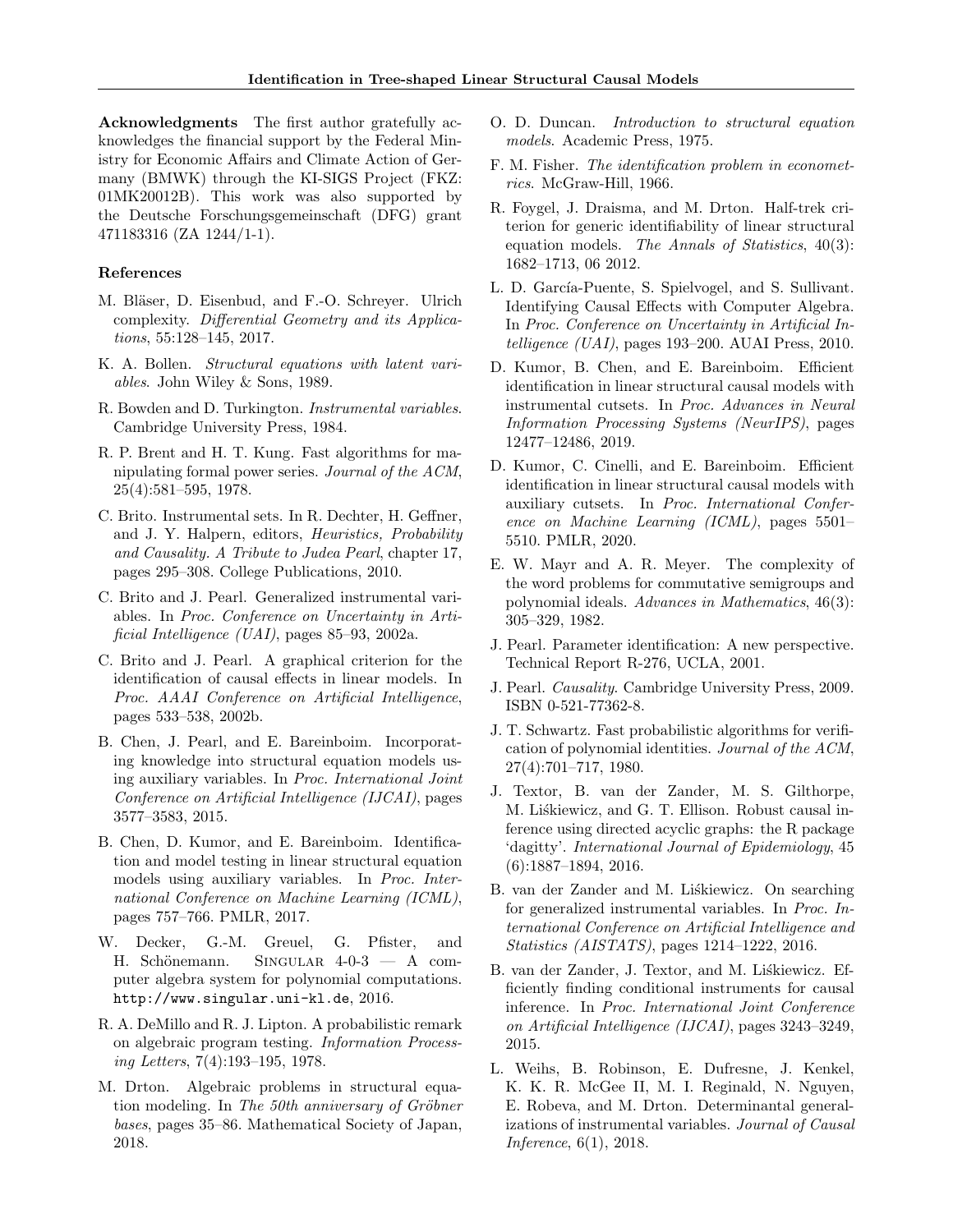**Acknowledgments** The first author gratefully acknowledges the financial support by the Federal Ministry for Economic Affairs and Climate Action of Germany (BMWK) through the KI-SIGS Project (FKZ: 01MK20012B). This work was also supported by the Deutsche Forschungsgemeinschaft (DFG) grant 471183316 (ZA 1244/1-1).

**References**

M. Bläser, D. Eisenbud, and F.-O. Schreyer. Ulrich complexity. *Differential Geometry and its Applications*, 55:128–145, 2017.

K. A. Bollen. *Structural equations with latent variables*. John Wiley & Sons, 1989.

R. Bowden and D. Turkington. *Instrumental variables*. Cambridge University Press, 1984.

R. P. Brent and H. T. Kung. Fast algorithms for manipulating formal power series. *Journal of the ACM*, 25(4):581–595, 1978.

C. Brito. Instrumental sets. In R. Dechter, H. Geffner, and J. Y. Halpern, editors, *Heuristics, Probability and Causality. A Tribute to Judea Pearl*, chapter 17, pages 295–308. College Publications, 2010.

C. Brito and J. Pearl. Generalized instrumental variables. In *Proc. Conference on Uncertainty in Artificial Intelligence (UAI)*, pages 85–93, 2002a.

C. Brito and J. Pearl. A graphical criterion for the identification of causal effects in linear models. In *Proc. AAAI Conference on Artificial Intelligence*, pages 533–538, 2002b.

B. Chen, J. Pearl, and E. Bareinboim. Incorporating knowledge into structural equation models using auxiliary variables. In *Proc. International Joint Conference on Artificial Intelligence (IJCAI)*, pages 3577–3583, 2015.

B. Chen, D. Kumor, and E. Bareinboim. Identification and model testing in linear structural equation models using auxiliary variables. In *Proc. International Conference on Machine Learning (ICML)*, pages 757–766. PMLR, 2017.

W. Decker, G.-M. Greuel, G. Pfister, and H. Schönemann. Singular 4-0-3 — A computer algebra system for polynomial computations. http://www.singular.uni-kl.de, 2016.

R. A. DeMillo and R. J. Lipton. A probabilistic remark on algebraic program testing. *Information Processing Letters*, 7(4):193–195, 1978.

M. Drton. Algebraic problems in structural equation modeling. In *The 50th anniversary of Gröbner bases*, pages 35–86. Mathematical Society of Japan, 2018.

O. D. Duncan. *Introduction to structural equation models*. Academic Press, 1975.

F. M. Fisher. *The identification problem in econometrics*. McGraw-Hill, 1966.

R. Foygel, J. Draisma, and M. Drton. Half-trek criterion for generic identifiability of linear structural equation models. *The Annals of Statistics*, 40(3): 1682–1713, 06 2012.

L. D. García-Puente, S. Spielvogel, and S. Sullivant. Identifying Causal Effects with Computer Algebra. In *Proc. Conference on Uncertainty in Artificial Intelligence (UAI)*, pages 193–200. AUAI Press, 2010.

D. Kumor, B. Chen, and E. Bareinboim. Efficient identification in linear structural causal models with instrumental cutsets. In *Proc. Advances in Neural Information Processing Systems (NeurIPS)*, pages 12477–12486, 2019.

D. Kumor, C. Cinelli, and E. Bareinboim. Efficient identification in linear structural causal models with auxiliary cutsets. In *Proc. International Conference on Machine Learning (ICML)*, pages 5501–5510. PMLR, 2020.

E. W. Mayr and A. R. Meyer. The complexity of the word problems for commutative semigroups and polynomial ideals. *Advances in Mathematics*, 46(3): 305–329, 1982.

J. Pearl. Parameter identification: A new perspective. Technical Report R-276, UCLA, 2001.

J. Pearl. *Causality*. Cambridge University Press, 2009. ISBN 0-521-77362-8.

J. T. Schwartz. Fast probabilistic algorithms for verification of polynomial identities. *Journal of the ACM*, 27(4):701–717, 1980.

J. Textor, B. van der Zander, M. S. Gilthorpe, M. Liśkiewicz, and G. T. Ellison. Robust causal inference using directed acyclic graphs: the R package 'dagitty'. *International Journal of Epidemiology*, 45 (6):1887–1894, 2016.

B. van der Zander and M. Liśkiewicz. On searching for generalized instrumental variables. In *Proc. International Conference on Artificial Intelligence and Statistics (AISTATS)*, pages 1214–1222, 2016.

B. van der Zander, J. Textor, and M. Liśkiewicz. Efficiently finding conditional instruments for causal inference. In *Proc. International Joint Conference on Artificial Intelligence (IJCAI)*, pages 3243–3249, 2015.

L. Weihs, B. Robinson, E. Dufresne, J. Kenkel, K. K. R. McGee II, M. I. Reginald, N. Nguyen, E. Robeva, and M. Drton. Determinantal generalizations of instrumental variables. *Journal of Causal Inference*, 6(1), 2018.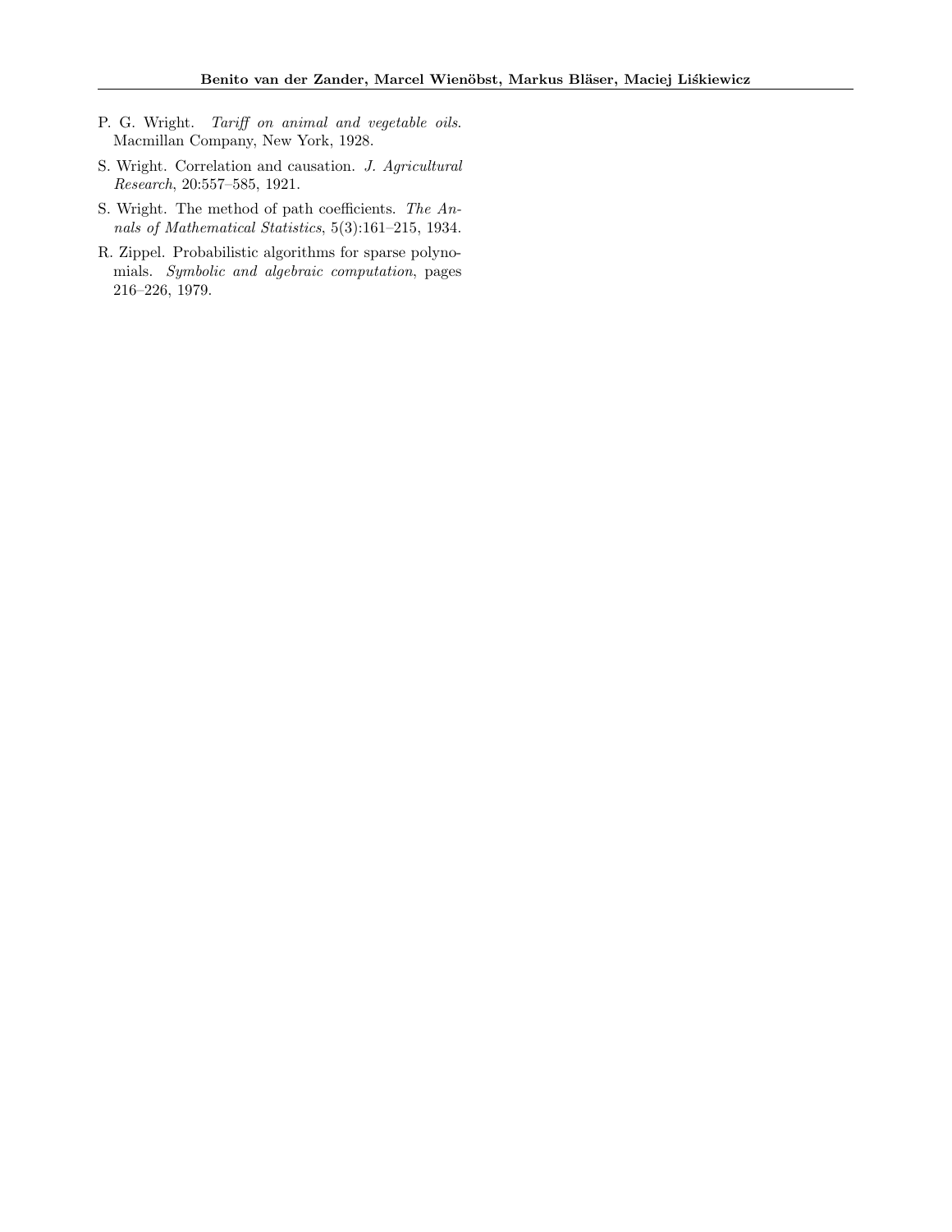P. G. Wright. *Tariff on animal and vegetable oils*. Macmillan Company, New York, 1928.

S. Wright. Correlation and causation. *J. Agricultural Research*, 20:557–585, 1921.

S. Wright. The method of path coefficients. *The Annals of Mathematical Statistics*, 5(3):161–215, 1934.

R. Zippel. Probabilistic algorithms for sparse polynomials. *Symbolic and algebraic computation*, pages 216–226, 1979.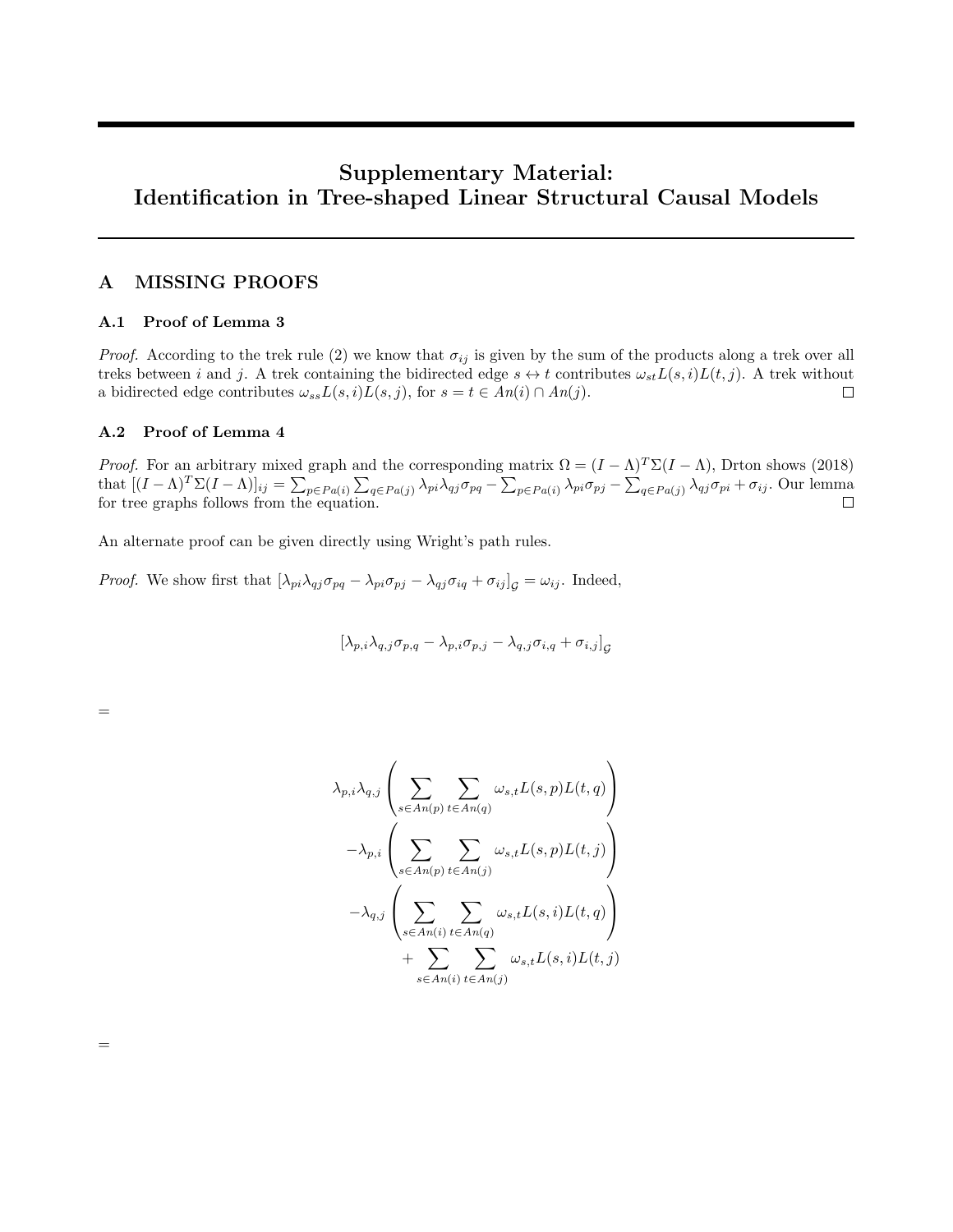# Supplementary Material: Identification in Tree-shaped Linear Structural Causal Models

## A MISSING PROOFS

### A.1 Proof of Lemma 3

*Proof.* According to the trek rule (2) we know that $\sigma_{ij}$ is given by the sum of the products along a trek over all treks between $i$ and $j$. A trek containing the bidirected edge $s \leftrightarrow t$ contributes $\omega_{st} L(s,i) L(t,j)$. A trek without a bidirected edge contributes $\omega_{ss} L(s,i) L(s,j)$, for $s = t \in An(i) \cap An(j)$. ◻

### A.2 Proof of Lemma 4

*Proof.* For an arbitrary mixed graph and the corresponding matrix $\Omega = (I-\Lambda)^T \Sigma (I - \Lambda)$, Drton shows (2018) that $[(I-\Lambda)^T \Sigma (I-\Lambda)]_{ij} = \sum_{p \in Pa(i)} \sum_{q \in Pa(j)} \lambda_{pi} \lambda_{qj} \sigma_{pq} - \sum_{p \in Pa(i)} \lambda_{pi} \sigma_{pj} - \sum_{q \in Pa(j)} \lambda_{qj} \sigma_{pi} + \sigma_{ij}$. Our lemma for tree graphs follows from the equation. ◻

An alternate proof can be given directly using Wright's path rules.

*Proof.* We show first that $[\lambda_{pi}\lambda_{qj}\sigma_{pq} - \lambda_{pi}\sigma_{pj} - \lambda_{qj}\sigma_{iq} + \sigma_{ij}]_{\mathcal{G}} = \omega_{ij}$. Indeed,

$$[\lambda_{p,i}\lambda_{q,j}\sigma_{p,q} - \lambda_{p,i}\sigma_{p,j} - \lambda_{q,j}\sigma_{i,q} + \sigma_{i,j}]_{\mathcal{G}}$$

$=$

$$\begin{aligned}
&\lambda_{p,i}\lambda_{q,j}\left(\sum_{s \in An(p)} \sum_{t \in An(q)} \omega_{s,t} L(s,p) L(t,q)\right) \\
&-\lambda_{p,i}\left(\sum_{s \in An(p)} \sum_{t \in An(j)} \omega_{s,t} L(s,p) L(t,j)\right) \\
&-\lambda_{q,j}\left(\sum_{s \in An(i)} \sum_{t \in An(q)} \omega_{s,t} L(s,i) L(t,q)\right) \\
&+\sum_{s \in An(i)} \sum_{t \in An(j)} \omega_{s,t} L(s,i) L(t,j)
\end{aligned}$$

$=$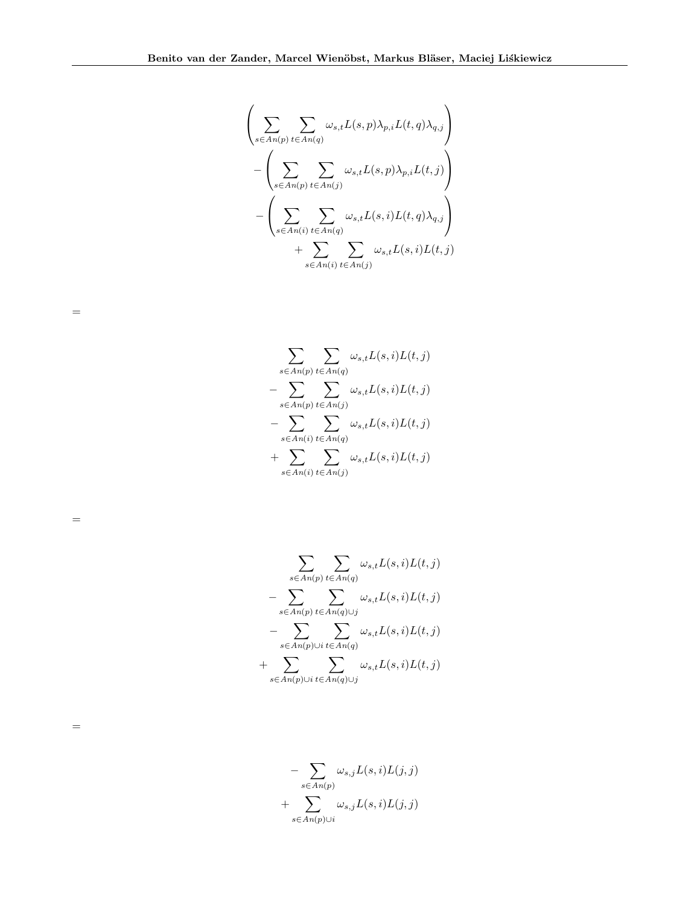$$
\begin{aligned}
&\left( \sum_{s \in An(p)} \sum_{t \in An(q)} \omega_{s,t} L(s,p) \lambda_{p,i} L(t,q) \lambda_{q,j} \right) \\
&- \left( \sum_{s \in An(p)} \sum_{t \in An(j)} \omega_{s,t} L(s,p) \lambda_{p,i} L(t,j) \right) \\
&- \left( \sum_{s \in An(i)} \sum_{t \in An(q)} \omega_{s,t} L(s,i) L(t,q) \lambda_{q,j} \right) \\
&+ \sum_{s \in An(i)} \sum_{t \in An(j)} \omega_{s,t} L(s,i) L(t,j)
\end{aligned}
$$

$=$

$$
\begin{aligned}
&\sum_{s \in An(p)} \sum_{t \in An(q)} \omega_{s,t} L(s,i) L(t,j) \\
&- \sum_{s \in An(p)} \sum_{t \in An(j)} \omega_{s,t} L(s,i) L(t,j) \\
&- \sum_{s \in An(i)} \sum_{t \in An(q)} \omega_{s,t} L(s,i) L(t,j) \\
&+ \sum_{s \in An(i)} \sum_{t \in An(j)} \omega_{s,t} L(s,i) L(t,j)
\end{aligned}
$$

$=$

$$
\begin{aligned}
&\sum_{s \in An(p)} \sum_{t \in An(q)} \omega_{s,t} L(s,i) L(t,j) \\
&- \sum_{s \in An(p)} \sum_{t \in An(q) \cup j} \omega_{s,t} L(s,i) L(t,j) \\
&- \sum_{s \in An(p) \cup i} \sum_{t \in An(q)} \omega_{s,t} L(s,i) L(t,j) \\
&+ \sum_{s \in An(p) \cup i} \sum_{t \in An(q) \cup j} \omega_{s,t} L(s,i) L(t,j)
\end{aligned}
$$

$=$

$$
\begin{aligned}
&- \sum_{s \in An(p)} \omega_{s,j} L(s,i) L(j,j) \\
&+ \sum_{s \in An(p) \cup i} \omega_{s,j} L(s,i) L(j,j)
\end{aligned}
$$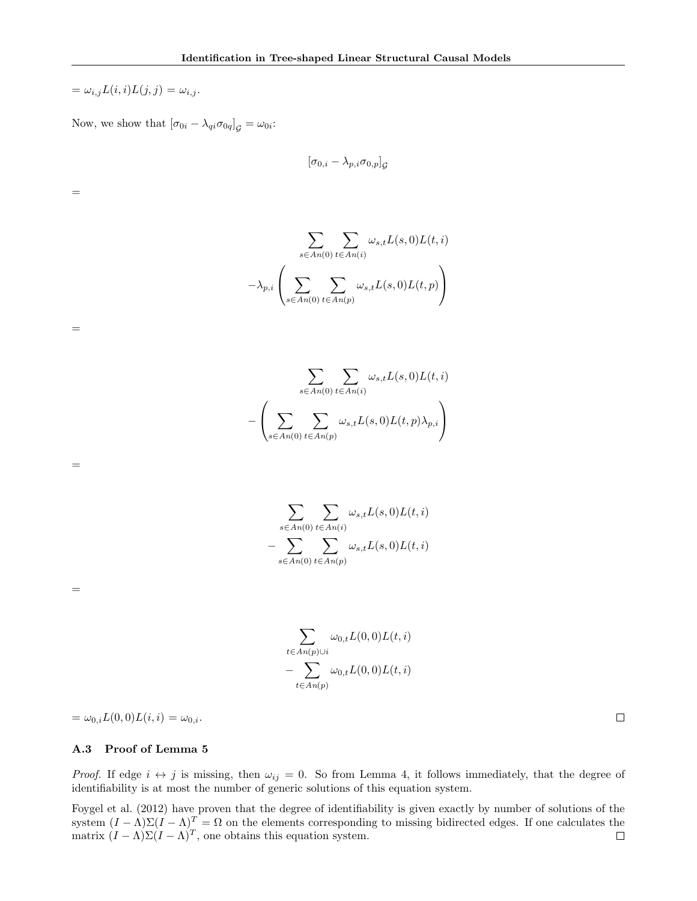$= \omega_{i,j} L(i,i) L(j,j) = \omega_{i,j}$.

Now, we show that $[\sigma_{0i} - \lambda_{qi}\sigma_{0q}]_{\mathcal{G}} = \omega_{0i}$:

$$[\sigma_{0,i} - \lambda_{p,i}\sigma_{0,p}]_{\mathcal{G}}$$

$=$

$$\sum_{s \in An(0)} \sum_{t \in An(i)} \omega_{s,t} L(s,0) L(t,i)$$
$$-\lambda_{p,i} \left( \sum_{s \in An(0)} \sum_{t \in An(p)} \omega_{s,t} L(s,0) L(t,p) \right)$$

$=$

$$\sum_{s \in An(0)} \sum_{t \in An(i)} \omega_{s,t} L(s,0) L(t,i)$$
$$- \left( \sum_{s \in An(0)} \sum_{t \in An(p)} \omega_{s,t} L(s,0) L(t,p) \lambda_{p,i} \right)$$

$=$

$$\sum_{s \in An(0)} \sum_{t \in An(i)} \omega_{s,t} L(s,0) L(t,i)$$
$$- \sum_{s \in An(0)} \sum_{t \in An(p)} \omega_{s,t} L(s,0) L(t,i)$$

$=$

$$\sum_{t \in An(p) \cup i} \omega_{0,t} L(0,0) L(t,i)$$
$$- \sum_{t \in An(p)} \omega_{0,t} L(0,0) L(t,i)$$

$= \omega_{0,i} L(0,0) L(i,i) = \omega_{0,i}$. □

### A.3 Proof of Lemma 5

*Proof.* If edge $i \leftrightarrow j$ is missing, then $\omega_{ij} = 0$. So from Lemma 4, it follows immediately, that the degree of identifiability is at most the number of generic solutions of this equation system.

Foygel et al. (2012) have proven that the degree of identifiability is given exactly by number of solutions of the system $(I - \Lambda)\Sigma(I - \Lambda)^T = \Omega$ on the elements corresponding to missing bidirected edges. If one calculates the matrix $(I - \Lambda)\Sigma(I - \Lambda)^T$, one obtains this equation system. □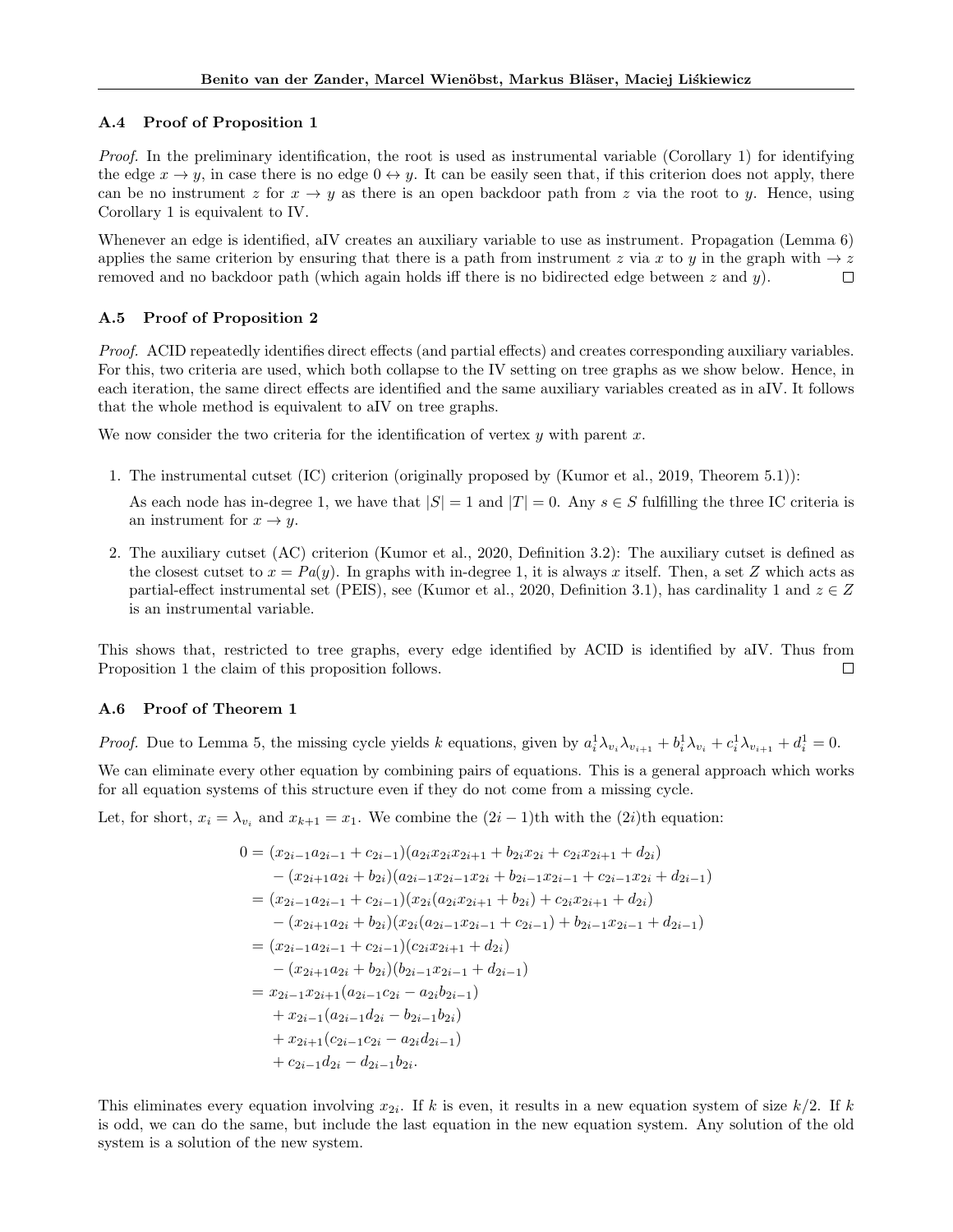### A.4 Proof of Proposition 1

*Proof.* In the preliminary identification, the root is used as instrumental variable (Corollary 1) for identifying the edge $x \to y$, in case there is no edge $0 \leftrightarrow y$. It can be easily seen that, if this criterion does not apply, there can be no instrument $z$ for $x \to y$ as there is an open backdoor path from $z$ via the root to $y$. Hence, using Corollary 1 is equivalent to IV.

Whenever an edge is identified, aIV creates an auxiliary variable to use as instrument. Propagation (Lemma 6) applies the same criterion by ensuring that there is a path from instrument $z$ via $x$ to $y$ in the graph with $\to z$ removed and no backdoor path (which again holds iff there is no bidirected edge between $z$ and $y$). □

### A.5 Proof of Proposition 2

*Proof.* ACID repeatedly identifies direct effects (and partial effects) and creates corresponding auxiliary variables. For this, two criteria are used, which both collapse to the IV setting on tree graphs as we show below. Hence, in each iteration, the same direct effects are identified and the same auxiliary variables created as in aIV. It follows that the whole method is equivalent to aIV on tree graphs.

We now consider the two criteria for the identification of vertex $y$ with parent $x$.

1. The instrumental cutset (IC) criterion (originally proposed by (Kumor et al., 2019, Theorem 5.1)):

   As each node has in-degree 1, we have that $|S| = 1$ and $|T| = 0$. Any $s \in S$ fulfilling the three IC criteria is an instrument for $x \to y$.

2. The auxiliary cutset (AC) criterion (Kumor et al., 2020, Definition 3.2): The auxiliary cutset is defined as the closest cutset to $x = Pa(y)$. In graphs with in-degree 1, it is always $x$ itself. Then, a set $Z$ which acts as partial-effect instrumental set (PEIS), see (Kumor et al., 2020, Definition 3.1), has cardinality 1 and $z \in Z$ is an instrumental variable.

This shows that, restricted to tree graphs, every edge identified by ACID is identified by aIV. Thus from Proposition 1 the claim of this proposition follows. □

### A.6 Proof of Theorem 1

*Proof.* Due to Lemma 5, the missing cycle yields $k$ equations, given by $a_i^1 \lambda_{v_i} \lambda_{v_{i+1}} + b_i^1 \lambda_{v_i} + c_i^1 \lambda_{v_{i+1}} + d_i^1 = 0$.

We can eliminate every other equation by combining pairs of equations. This is a general approach which works for all equation systems of this structure even if they do not come from a missing cycle.

Let, for short, $x_i = \lambda_{v_i}$ and $x_{k+1} = x_1$. We combine the $(2i-1)$th with the $(2i)$th equation:

$$
\begin{aligned}
0 &= (x_{2i-1}a_{2i-1} + c_{2i-1})(a_{2i}x_{2i}x_{2i+1} + b_{2i}x_{2i} + c_{2i}x_{2i+1} + d_{2i}) \\
&\quad - (x_{2i+1}a_{2i} + b_{2i})(a_{2i-1}x_{2i-1}x_{2i} + b_{2i-1}x_{2i-1} + c_{2i-1}x_{2i} + d_{2i-1}) \\
&= (x_{2i-1}a_{2i-1} + c_{2i-1})(x_{2i}(a_{2i}x_{2i+1} + b_{2i}) + c_{2i}x_{2i+1} + d_{2i}) \\
&\quad - (x_{2i+1}a_{2i} + b_{2i})(x_{2i}(a_{2i-1}x_{2i-1} + c_{2i-1}) + b_{2i-1}x_{2i-1} + d_{2i-1}) \\
&= (x_{2i-1}a_{2i-1} + c_{2i-1})(c_{2i}x_{2i+1} + d_{2i}) \\
&\quad - (x_{2i+1}a_{2i} + b_{2i})(b_{2i-1}x_{2i-1} + d_{2i-1}) \\
&= x_{2i-1}x_{2i+1}(a_{2i-1}c_{2i} - a_{2i}b_{2i-1}) \\
&\quad + x_{2i-1}(a_{2i-1}d_{2i} - b_{2i-1}b_{2i}) \\
&\quad + x_{2i+1}(c_{2i-1}c_{2i} - a_{2i}d_{2i-1}) \\
&\quad + c_{2i-1}d_{2i} - d_{2i-1}b_{2i}.
\end{aligned}
$$

This eliminates every equation involving $x_{2i}$. If $k$ is even, it results in a new equation system of size $k/2$. If $k$ is odd, we can do the same, but include the last equation in the new equation system. Any solution of the old system is a solution of the new system.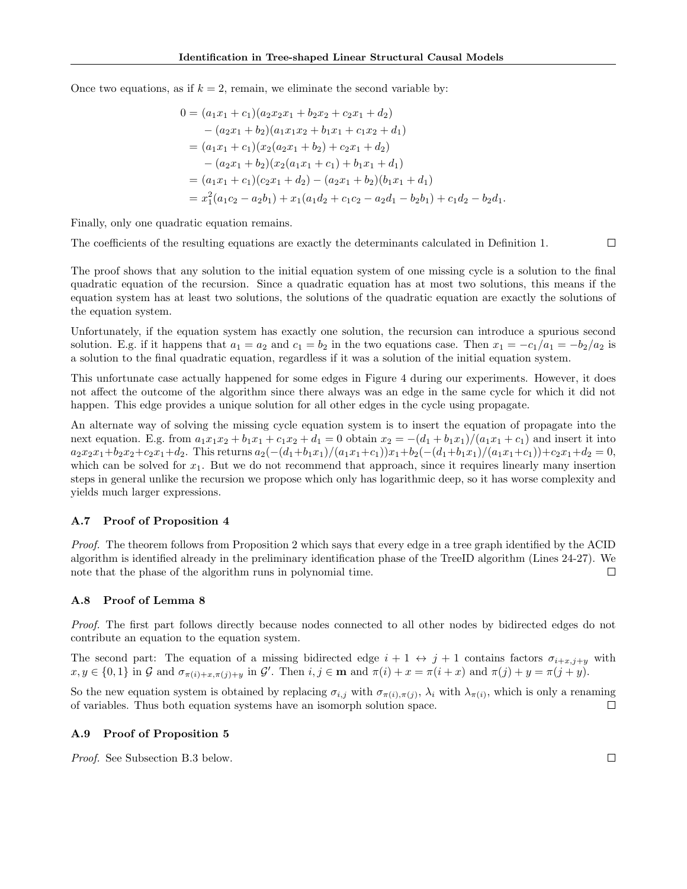Once two equations, as if $k = 2$, remain, we eliminate the second variable by:

$$
\begin{aligned}
0 &= (a_1x_1 + c_1)(a_2x_2x_1 + b_2x_2 + c_2x_1 + d_2) \\
&\quad - (a_2x_1 + b_2)(a_1x_1x_2 + b_1x_1 + c_1x_2 + d_1) \\
&= (a_1x_1 + c_1)(x_2(a_2x_1 + b_2) + c_2x_1 + d_2) \\
&\quad - (a_2x_1 + b_2)(x_2(a_1x_1 + c_1) + b_1x_1 + d_1) \\
&= (a_1x_1 + c_1)(c_2x_1 + d_2) - (a_2x_1 + b_2)(b_1x_1 + d_1) \\
&= x_1^2(a_1c_2 - a_2b_1) + x_1(a_1d_2 + c_1c_2 - a_2d_1 - b_2b_1) + c_1d_2 - b_2d_1.
\end{aligned}
$$

Finally, only one quadratic equation remains.

The coefficients of the resulting equations are exactly the determinants calculated in Definition 1. □

The proof shows that any solution to the initial equation system of one missing cycle is a solution to the final quadratic equation of the recursion. Since a quadratic equation has at most two solutions, this means if the equation system has at least two solutions, the solutions of the quadratic equation are exactly the solutions of the equation system.

Unfortunately, if the equation system has exactly one solution, the recursion can introduce a spurious second solution. E.g. if it happens that $a_1 = a_2$ and $c_1 = b_2$ in the two equations case. Then $x_1 = -c_1/a_1 = -b_2/a_2$ is a solution to the final quadratic equation, regardless if it was a solution of the initial equation system.

This unfortunate case actually happened for some edges in Figure 4 during our experiments. However, it does not affect the outcome of the algorithm since there always was an edge in the same cycle for which it did not happen. This edge provides a unique solution for all other edges in the cycle using propagate.

An alternate way of solving the missing cycle equation system is to insert the equation of propagate into the next equation. E.g. from $a_1x_1x_2 + b_1x_1 + c_1x_2 + d_1 = 0$ obtain $x_2 = -(d_1 + b_1x_1)/(a_1x_1 + c_1)$ and insert it into $a_2x_2x_1 + b_2x_2 + c_2x_1 + d_2$. This returns $a_2(-(d_1+b_1x_1)/(a_1x_1+c_1))x_1 + b_2(-(d_1+b_1x_1)/(a_1x_1+c_1)) + c_2x_1 + d_2 = 0$, which can be solved for $x_1$. But we do not recommend that approach, since it requires linearly many insertion steps in general unlike the recursion we propose which only has logarithmic deep, so it has worse complexity and yields much larger expressions.

### A.7 Proof of Proposition 4

*Proof.* The theorem follows from Proposition 2 which says that every edge in a tree graph identified by the ACID algorithm is identified already in the preliminary identification phase of the TreeID algorithm (Lines 24-27). We note that the phase of the algorithm runs in polynomial time. □

### A.8 Proof of Lemma 8

*Proof.* The first part follows directly because nodes connected to all other nodes by bidirected edges do not contribute an equation to the equation system.

The second part: The equation of a missing bidirected edge $i + 1 \leftrightarrow j + 1$ contains factors $\sigma_{i+x,j+y}$ with $x, y \in \{0, 1\}$ in $\mathcal{G}$ and $\sigma_{\pi(i)+x,\pi(j)+y}$ in $\mathcal{G}'$. Then $i, j \in \mathbf{m}$ and $\pi(i) + x = \pi(i + x)$ and $\pi(j) + y = \pi(j + y)$.

So the new equation system is obtained by replacing $\sigma_{i,j}$ with $\sigma_{\pi(i),\pi(j)}$, $\lambda_i$ with $\lambda_{\pi(i)}$, which is only a renaming of variables. Thus both equation systems have an isomorph solution space. □

### A.9 Proof of Proposition 5

*Proof.* See Subsection B.3 below. □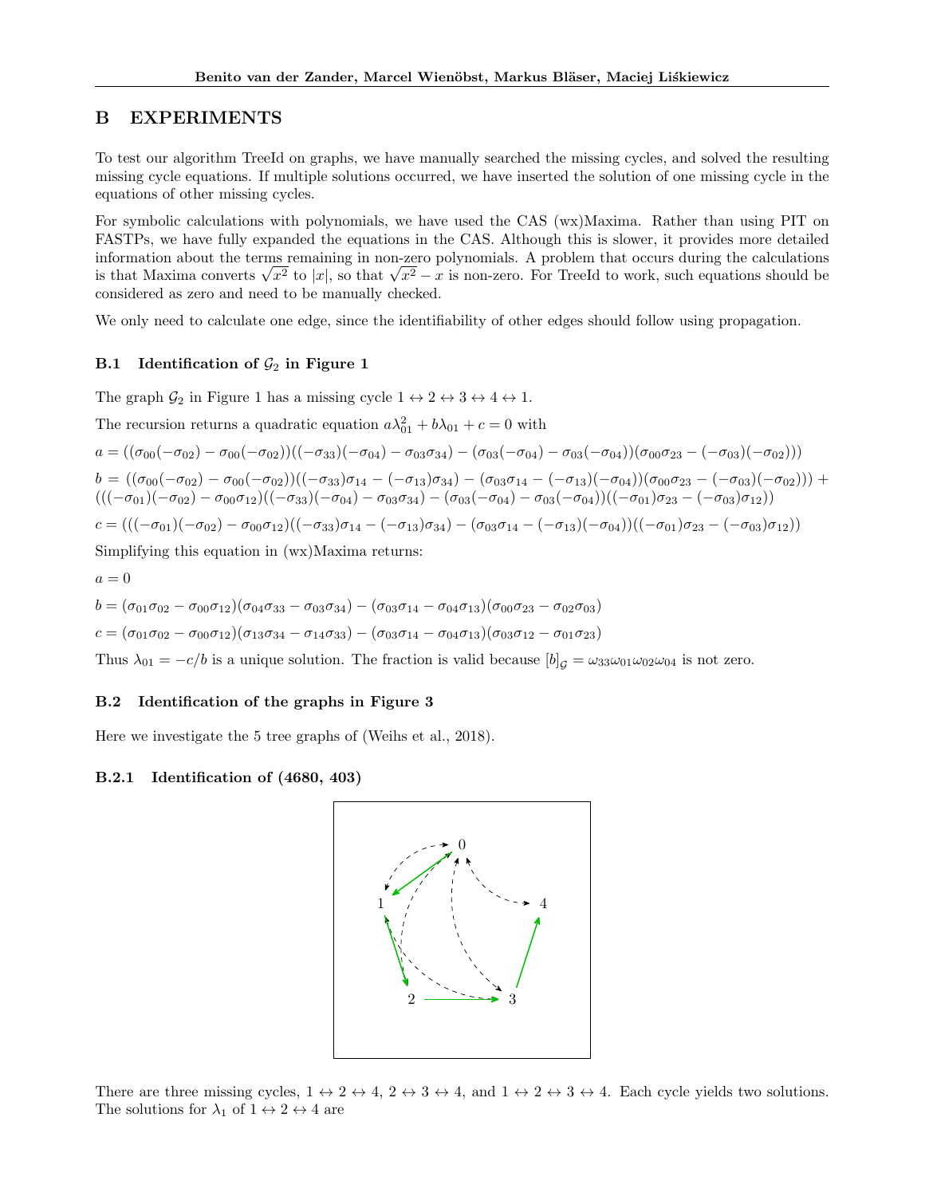# B EXPERIMENTS

To test our algorithm TreeId on graphs, we have manually searched the missing cycles, and solved the resulting missing cycle equations. If multiple solutions occurred, we have inserted the solution of one missing cycle in the equations of other missing cycles.

For symbolic calculations with polynomials, we have used the CAS (wx)Maxima. Rather than using PIT on FASTPs, we have fully expanded the equations in the CAS. Although this is slower, it provides more detailed information about the terms remaining in non-zero polynomials. A problem that occurs during the calculations is that Maxima converts $\sqrt{x^2}$ to $|x|$, so that $\sqrt{x^2} - x$ is non-zero. For TreeId to work, such equations should be considered as zero and need to be manually checked.

We only need to calculate one edge, since the identifiability of other edges should follow using propagation.

## B.1 Identification of $\mathcal{G}_2$ in Figure 1

The graph $\mathcal{G}_2$ in Figure 1 has a missing cycle $1 \leftrightarrow 2 \leftrightarrow 3 \leftrightarrow 4 \leftrightarrow 1$.

The recursion returns a quadratic equation $a\lambda_{01}^2 + b\lambda_{01} + c = 0$ with

$a = ((\sigma_{00}(-\sigma_{02}) - \sigma_{00}(-\sigma_{02}))((-\sigma_{33})(-\sigma_{04}) - \sigma_{03}\sigma_{34}) - (\sigma_{03}(-\sigma_{04}) - \sigma_{03}(-\sigma_{04}))(\sigma_{00}\sigma_{23} - (-\sigma_{03})(-\sigma_{02})))$

$b = ((\sigma_{00}(-\sigma_{02}) - \sigma_{00}(-\sigma_{02}))((-\sigma_{33})\sigma_{14} - (-\sigma_{13})\sigma_{34}) - (\sigma_{03}\sigma_{14} - (-\sigma_{13})(-\sigma_{04}))(\sigma_{00}\sigma_{23} - (-\sigma_{03})(-\sigma_{02}))) + (((-\sigma_{01})(-\sigma_{02}) - \sigma_{00}\sigma_{12})((-\sigma_{33})(-\sigma_{04}) - \sigma_{03}\sigma_{34}) - (\sigma_{03}(-\sigma_{04}) - \sigma_{03}(-\sigma_{04}))((-\sigma_{01})\sigma_{23} - (-\sigma_{03})\sigma_{12}))$

$c = (((-\sigma_{01})(-\sigma_{02}) - \sigma_{00}\sigma_{12})((-\sigma_{33})\sigma_{14} - (-\sigma_{13})\sigma_{34}) - (\sigma_{03}\sigma_{14} - (-\sigma_{13})(-\sigma_{04}))((-\sigma_{01})\sigma_{23} - (-\sigma_{03})\sigma_{12}))$

Simplifying this equation in (wx)Maxima returns:

$a = 0$

$b = (\sigma_{01}\sigma_{02} - \sigma_{00}\sigma_{12})(\sigma_{04}\sigma_{33} - \sigma_{03}\sigma_{34}) - (\sigma_{03}\sigma_{14} - \sigma_{04}\sigma_{13})(\sigma_{00}\sigma_{23} - \sigma_{02}\sigma_{03})$

$c = (\sigma_{01}\sigma_{02} - \sigma_{00}\sigma_{12})(\sigma_{13}\sigma_{34} - \sigma_{14}\sigma_{33}) - (\sigma_{03}\sigma_{14} - \sigma_{04}\sigma_{13})(\sigma_{03}\sigma_{12} - \sigma_{01}\sigma_{23})$

Thus $\lambda_{01} = -c/b$ is a unique solution. The fraction is valid because $[b]_{\mathcal{G}} = \omega_{33}\omega_{01}\omega_{02}\omega_{04}$ is not zero.

## B.2 Identification of the graphs in Figure 3

Here we investigate the 5 tree graphs of (Weihs et al., 2018).

### B.2.1 Identification of (4680, 403)

There are three missing cycles, $1 \leftrightarrow 2 \leftrightarrow 4$, $2 \leftrightarrow 3 \leftrightarrow 4$, and $1 \leftrightarrow 2 \leftrightarrow 3 \leftrightarrow 4$. Each cycle yields two solutions. The solutions for $\lambda_1$ of $1 \leftrightarrow 2 \leftrightarrow 4$ are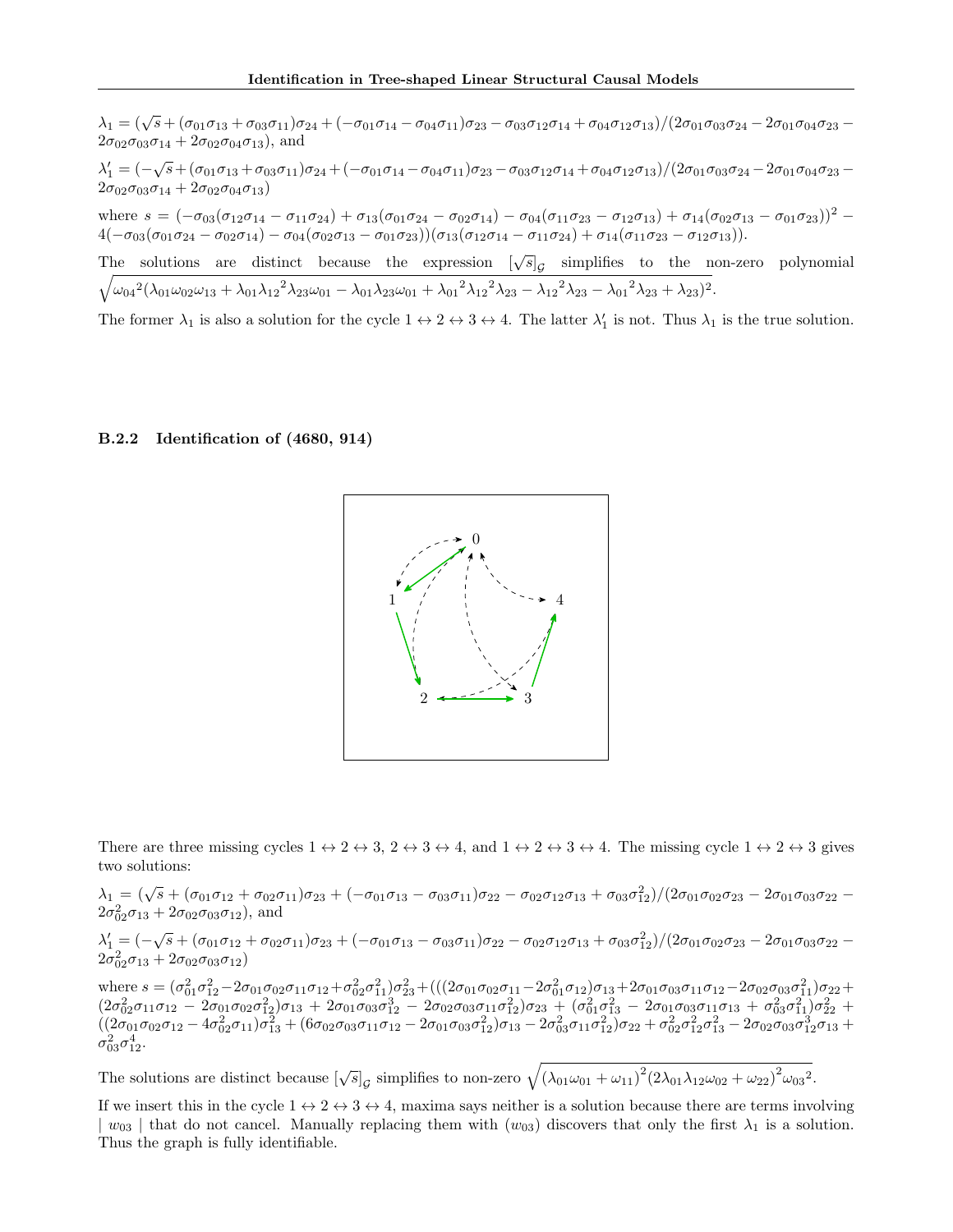$\lambda_1 = (\sqrt{s} + (\sigma_{01}\sigma_{13} + \sigma_{03}\sigma_{11})\sigma_{24} + (-\sigma_{01}\sigma_{14} - \sigma_{04}\sigma_{11})\sigma_{23} - \sigma_{03}\sigma_{12}\sigma_{14} + \sigma_{04}\sigma_{12}\sigma_{13})/(2\sigma_{01}\sigma_{03}\sigma_{24} - 2\sigma_{01}\sigma_{04}\sigma_{23} - 2\sigma_{02}\sigma_{03}\sigma_{14} + 2\sigma_{02}\sigma_{04}\sigma_{13})$, and

$\lambda_1' = (-\sqrt{s} + (\sigma_{01}\sigma_{13} + \sigma_{03}\sigma_{11})\sigma_{24} + (-\sigma_{01}\sigma_{14} - \sigma_{04}\sigma_{11})\sigma_{23} - \sigma_{03}\sigma_{12}\sigma_{14} + \sigma_{04}\sigma_{12}\sigma_{13})/(2\sigma_{01}\sigma_{03}\sigma_{24} - 2\sigma_{01}\sigma_{04}\sigma_{23} - 2\sigma_{02}\sigma_{03}\sigma_{14} + 2\sigma_{02}\sigma_{04}\sigma_{13})$

where $s = (-\sigma_{03}(\sigma_{12}\sigma_{14} - \sigma_{11}\sigma_{24}) + \sigma_{13}(\sigma_{01}\sigma_{24} - \sigma_{02}\sigma_{14}) - \sigma_{04}(\sigma_{11}\sigma_{23} - \sigma_{12}\sigma_{13}) + \sigma_{14}(\sigma_{02}\sigma_{13} - \sigma_{01}\sigma_{23}))^2 - 4(-\sigma_{03}(\sigma_{01}\sigma_{24} - \sigma_{02}\sigma_{14}) - \sigma_{04}(\sigma_{02}\sigma_{13} - \sigma_{01}\sigma_{23}))(\sigma_{13}(\sigma_{12}\sigma_{14} - \sigma_{11}\sigma_{24}) + \sigma_{14}(\sigma_{11}\sigma_{23} - \sigma_{12}\sigma_{13}))$.

The solutions are distinct because the expression $[\sqrt{s}]_{\mathcal{G}}$ simplifies to the non-zero polynomial $\sqrt{{\omega_{04}}^2(\lambda_{01}\omega_{02}\omega_{13} + \lambda_{01}{\lambda_{12}}^2\lambda_{23}\omega_{01} - \lambda_{01}\lambda_{23}\omega_{01} + {\lambda_{01}}^2{\lambda_{12}}^2\lambda_{23} - {\lambda_{12}}^2\lambda_{23} - {\lambda_{01}}^2\lambda_{23} + \lambda_{23})^2}$.

The former $\lambda_1$ is also a solution for the cycle $1 \leftrightarrow 2 \leftrightarrow 3 \leftrightarrow 4$. The latter $\lambda_1'$ is not. Thus $\lambda_1$ is the true solution.

### B.2.2 Identification of (4680, 914)

There are three missing cycles $1 \leftrightarrow 2 \leftrightarrow 3$, $2 \leftrightarrow 3 \leftrightarrow 4$, and $1 \leftrightarrow 2 \leftrightarrow 3 \leftrightarrow 4$. The missing cycle $1 \leftrightarrow 2 \leftrightarrow 3$ gives two solutions:

$\lambda_1 = (\sqrt{s} + (\sigma_{01}\sigma_{12} + \sigma_{02}\sigma_{11})\sigma_{23} + (-\sigma_{01}\sigma_{13} - \sigma_{03}\sigma_{11})\sigma_{22} - \sigma_{02}\sigma_{12}\sigma_{13} + \sigma_{03}\sigma_{12}^2)/(2\sigma_{01}\sigma_{02}\sigma_{23} - 2\sigma_{01}\sigma_{03}\sigma_{22} - 2\sigma_{02}^2\sigma_{13} + 2\sigma_{02}\sigma_{03}\sigma_{12})$, and

$\lambda_1' = (-\sqrt{s} + (\sigma_{01}\sigma_{12} + \sigma_{02}\sigma_{11})\sigma_{23} + (-\sigma_{01}\sigma_{13} - \sigma_{03}\sigma_{11})\sigma_{22} - \sigma_{02}\sigma_{12}\sigma_{13} + \sigma_{03}\sigma_{12}^2)/(2\sigma_{01}\sigma_{02}\sigma_{23} - 2\sigma_{01}\sigma_{03}\sigma_{22} - 2\sigma_{02}^2\sigma_{13} + 2\sigma_{02}\sigma_{03}\sigma_{12})$

where $s = (\sigma_{01}^2\sigma_{12}^2 - 2\sigma_{01}\sigma_{02}\sigma_{11}\sigma_{12} + \sigma_{02}^2\sigma_{11}^2)\sigma_{23}^2 + (((2\sigma_{01}\sigma_{02}\sigma_{11} - 2\sigma_{01}^2\sigma_{12})\sigma_{13} + 2\sigma_{01}\sigma_{03}\sigma_{11}\sigma_{12} - 2\sigma_{02}\sigma_{03}\sigma_{11}^2)\sigma_{22} + (2\sigma_{02}^2\sigma_{11}\sigma_{12} - 2\sigma_{01}\sigma_{02}\sigma_{12}^2)\sigma_{13} + 2\sigma_{01}\sigma_{03}\sigma_{12}^3 - 2\sigma_{02}\sigma_{03}\sigma_{11}\sigma_{12}^2)\sigma_{23} + (\sigma_{01}^2\sigma_{13}^2 - 2\sigma_{01}\sigma_{03}\sigma_{11}\sigma_{13} + \sigma_{03}^2\sigma_{11}^2)\sigma_{22}^2 + ((2\sigma_{01}\sigma_{02}\sigma_{12} - 4\sigma_{02}^2\sigma_{11})\sigma_{13}^2 + (6\sigma_{02}\sigma_{03}\sigma_{11}\sigma_{12} - 2\sigma_{01}\sigma_{03}\sigma_{12}^2)\sigma_{13} - 2\sigma_{03}^2\sigma_{11}\sigma_{12}^2)\sigma_{22} + \sigma_{02}^2\sigma_{12}^2\sigma_{13}^2 - 2\sigma_{02}\sigma_{03}\sigma_{12}^3\sigma_{13} + \sigma_{03}^2\sigma_{12}^4$.

The solutions are distinct because $[\sqrt{s}]_{\mathcal{G}}$ simplifies to non-zero $\sqrt{(\lambda_{01}\omega_{01} + \omega_{11})^2(2\lambda_{01}\lambda_{12}\omega_{02} + \omega_{22})^2{\omega_{03}}^2}$.

If we insert this in the cycle $1 \leftrightarrow 2 \leftrightarrow 3 \leftrightarrow 4$, maxima says neither is a solution because there are terms involving $\mid w_{03} \mid$ that do not cancel. Manually replacing them with $(w_{03})$ discovers that only the first $\lambda_1$ is a solution. Thus the graph is fully identifiable.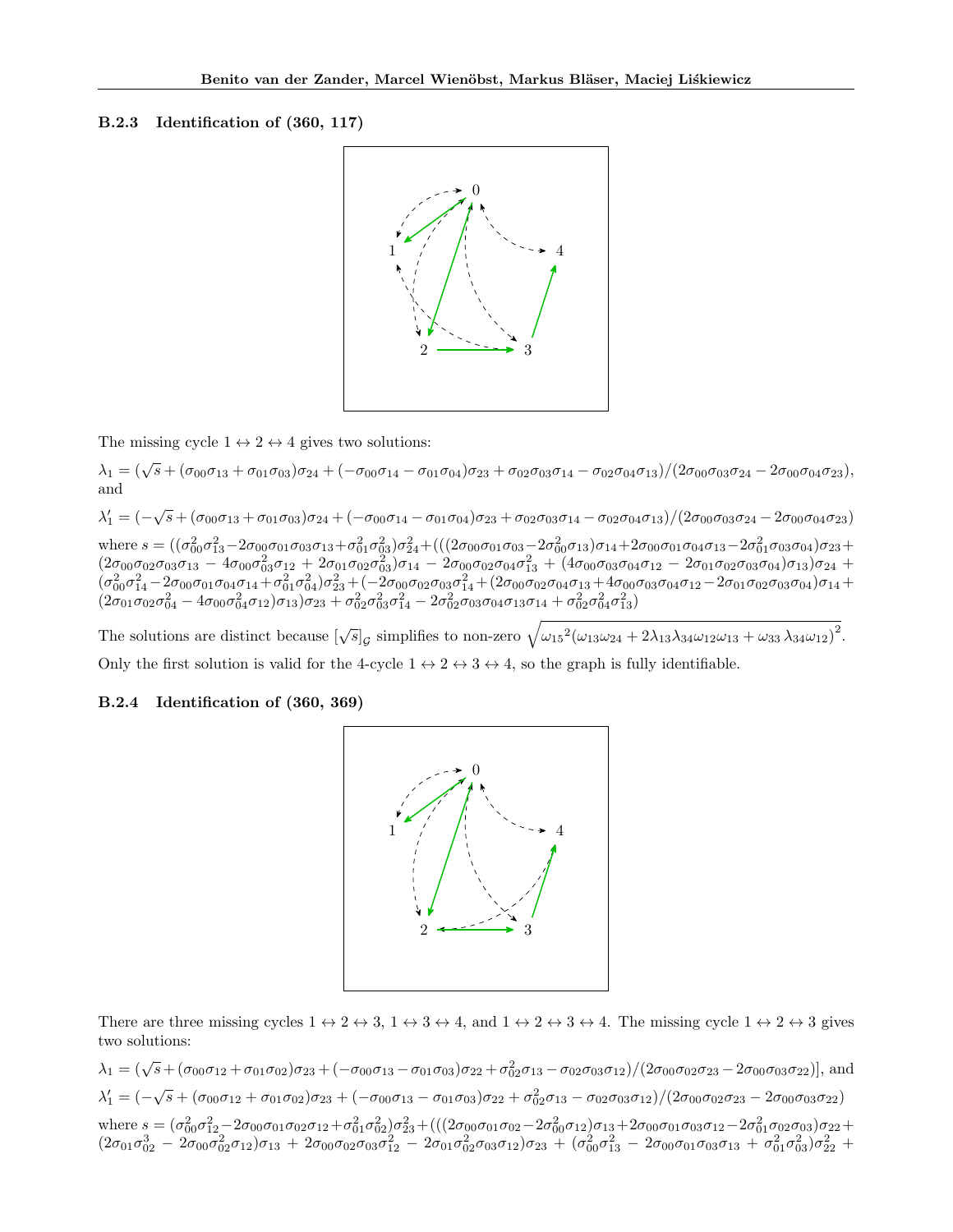### B.2.3 Identification of (360, 117)

The missing cycle $1 \leftrightarrow 2 \leftrightarrow 4$ gives two solutions:

$\lambda_1 = (\sqrt{s} + (\sigma_{00}\sigma_{13} + \sigma_{01}\sigma_{03})\sigma_{24} + (-\sigma_{00}\sigma_{14} - \sigma_{01}\sigma_{04})\sigma_{23} + \sigma_{02}\sigma_{03}\sigma_{14} - \sigma_{02}\sigma_{04}\sigma_{13})/(2\sigma_{00}\sigma_{03}\sigma_{24} - 2\sigma_{00}\sigma_{04}\sigma_{23})$, and

$\lambda_1' = (-\sqrt{s} + (\sigma_{00}\sigma_{13} + \sigma_{01}\sigma_{03})\sigma_{24} + (-\sigma_{00}\sigma_{14} - \sigma_{01}\sigma_{04})\sigma_{23} + \sigma_{02}\sigma_{03}\sigma_{14} - \sigma_{02}\sigma_{04}\sigma_{13})/(2\sigma_{00}\sigma_{03}\sigma_{24} - 2\sigma_{00}\sigma_{04}\sigma_{23})$

where $s = ((\sigma_{00}^2\sigma_{13}^2 - 2\sigma_{00}\sigma_{01}\sigma_{03}\sigma_{13} + \sigma_{01}^2\sigma_{03}^2)\sigma_{24}^2 + (((2\sigma_{00}\sigma_{01}\sigma_{03} - 2\sigma_{00}^2\sigma_{13})\sigma_{14} + 2\sigma_{00}\sigma_{01}\sigma_{04}\sigma_{13} - 2\sigma_{01}^2\sigma_{03}\sigma_{04})\sigma_{23} + (2\sigma_{00}\sigma_{02}\sigma_{03}\sigma_{13} - 4\sigma_{00}\sigma_{03}^2\sigma_{12} + 2\sigma_{01}\sigma_{02}\sigma_{03}^2)\sigma_{14} - 2\sigma_{00}\sigma_{02}\sigma_{04}\sigma_{13}^2 + (4\sigma_{00}\sigma_{03}\sigma_{04}\sigma_{12} - 2\sigma_{01}\sigma_{02}\sigma_{03}\sigma_{04})\sigma_{13})\sigma_{24} + (\sigma_{00}^2\sigma_{14}^2 - 2\sigma_{00}\sigma_{01}\sigma_{04}\sigma_{14} + \sigma_{01}^2\sigma_{04}^2)\sigma_{23}^2 + (-2\sigma_{00}\sigma_{02}\sigma_{03}\sigma_{14}^2 + (2\sigma_{00}\sigma_{02}\sigma_{04}\sigma_{13} + 4\sigma_{00}\sigma_{03}\sigma_{04}\sigma_{12} - 2\sigma_{01}\sigma_{02}\sigma_{03}\sigma_{04})\sigma_{14} + (2\sigma_{01}\sigma_{02}\sigma_{04}^2 - 4\sigma_{00}\sigma_{04}^2\sigma_{12})\sigma_{13})\sigma_{23} + \sigma_{02}^2\sigma_{03}^2\sigma_{14}^2 - 2\sigma_{02}^2\sigma_{03}\sigma_{04}\sigma_{13}\sigma_{14} + \sigma_{02}^2\sigma_{04}^2\sigma_{13}^2)$

The solutions are distinct because $[\sqrt{s}]_{\mathcal{G}}$ simplifies to non-zero $\sqrt{{\omega_{15}}^2(\omega_{13}\omega_{24} + 2\lambda_{13}\lambda_{34}\omega_{12}\omega_{13} + \omega_{33}\,\lambda_{34}\omega_{12})^2}$.

Only the first solution is valid for the 4-cycle $1 \leftrightarrow 2 \leftrightarrow 3 \leftrightarrow 4$, so the graph is fully identifiable.

### B.2.4 Identification of (360, 369)

There are three missing cycles $1 \leftrightarrow 2 \leftrightarrow 3$, $1 \leftrightarrow 3 \leftrightarrow 4$, and $1 \leftrightarrow 2 \leftrightarrow 3 \leftrightarrow 4$. The missing cycle $1 \leftrightarrow 2 \leftrightarrow 3$ gives two solutions:

$\lambda_1 = (\sqrt{s} + (\sigma_{00}\sigma_{12} + \sigma_{01}\sigma_{02})\sigma_{23} + (-\sigma_{00}\sigma_{13} - \sigma_{01}\sigma_{03})\sigma_{22} + \sigma_{02}^2\sigma_{13} - \sigma_{02}\sigma_{03}\sigma_{12})/(2\sigma_{00}\sigma_{02}\sigma_{23} - 2\sigma_{00}\sigma_{03}\sigma_{22})]$, and

$\lambda_1' = (-\sqrt{s} + (\sigma_{00}\sigma_{12} + \sigma_{01}\sigma_{02})\sigma_{23} + (-\sigma_{00}\sigma_{13} - \sigma_{01}\sigma_{03})\sigma_{22} + \sigma_{02}^2\sigma_{13} - \sigma_{02}\sigma_{03}\sigma_{12})/(2\sigma_{00}\sigma_{02}\sigma_{23} - 2\sigma_{00}\sigma_{03}\sigma_{22})$

where $s = (\sigma_{00}^2\sigma_{12}^2 - 2\sigma_{00}\sigma_{01}\sigma_{02}\sigma_{12} + \sigma_{01}^2\sigma_{02}^2)\sigma_{23}^2 + (((2\sigma_{00}\sigma_{01}\sigma_{02} - 2\sigma_{00}^2\sigma_{12})\sigma_{13} + 2\sigma_{00}\sigma_{01}\sigma_{03}\sigma_{12} - 2\sigma_{01}^2\sigma_{02}\sigma_{03})\sigma_{22} + (2\sigma_{01}\sigma_{02}^3 - 2\sigma_{00}\sigma_{02}^2\sigma_{12})\sigma_{13} + 2\sigma_{00}\sigma_{02}\sigma_{03}\sigma_{12}^2 - 2\sigma_{01}\sigma_{02}^2\sigma_{03}\sigma_{12})\sigma_{23} + (\sigma_{00}^2\sigma_{13}^2 - 2\sigma_{00}\sigma_{01}\sigma_{03}\sigma_{13} + \sigma_{01}^2\sigma_{03}^2)\sigma_{22}^2 +$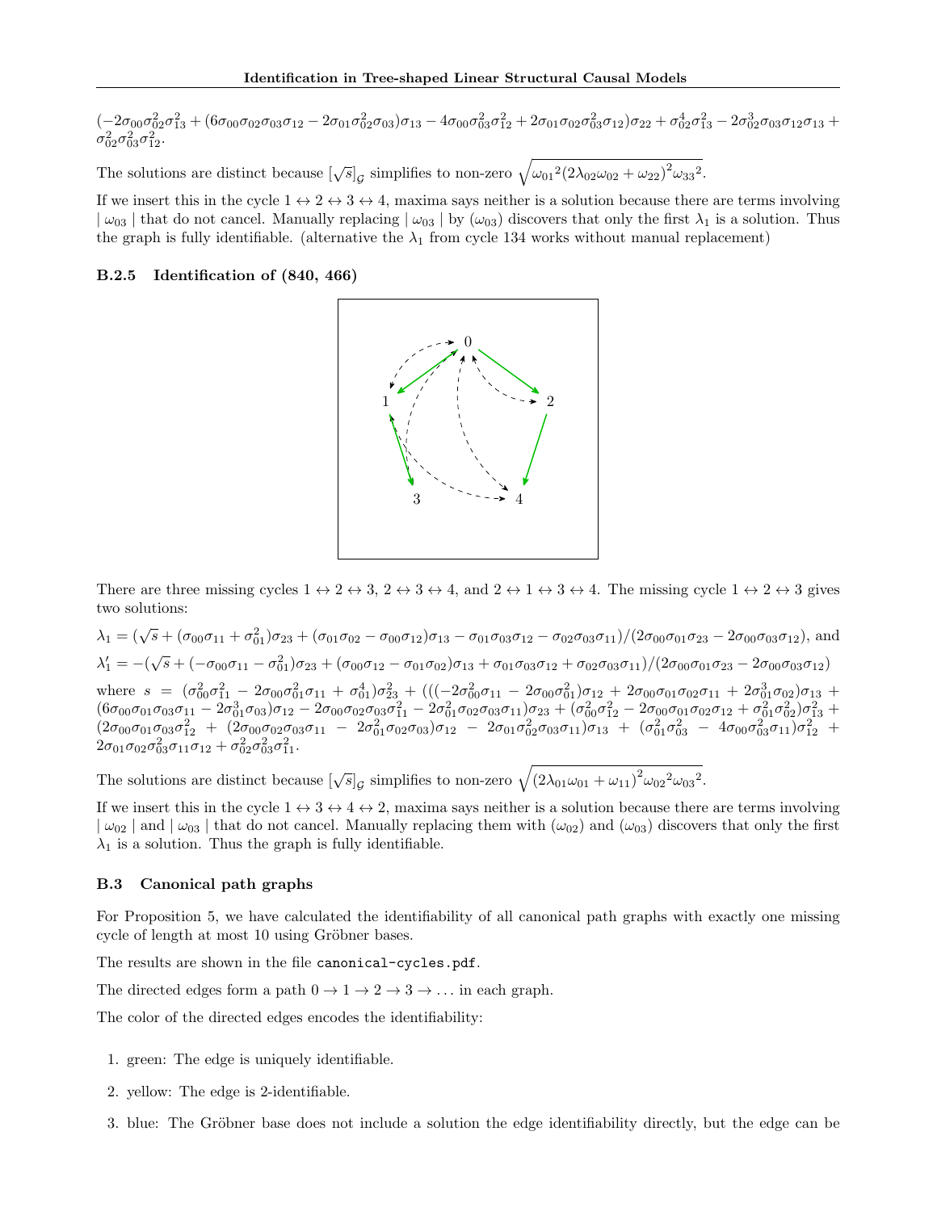$(-2\sigma_{00}\sigma_{02}^2\sigma_{13}^2 + (6\sigma_{00}\sigma_{02}\sigma_{03}\sigma_{12} - 2\sigma_{01}\sigma_{02}^2\sigma_{03})\sigma_{13} - 4\sigma_{00}\sigma_{03}^2\sigma_{12}^2 + 2\sigma_{01}\sigma_{02}\sigma_{03}^2\sigma_{12})\sigma_{22} + \sigma_{02}^4\sigma_{13}^2 - 2\sigma_{02}^3\sigma_{03}\sigma_{12}\sigma_{13} + \sigma_{02}^2\sigma_{03}^2\sigma_{12}^2$.

The solutions are distinct because $[\sqrt{s}]_{\mathcal{G}}$ simplifies to non-zero $\sqrt{\omega_{01}{}^2(2\lambda_{02}\omega_{02} + \omega_{22})^2\omega_{33}{}^2}$.

If we insert this in the cycle $1 \leftrightarrow 2 \leftrightarrow 3 \leftrightarrow 4$, maxima says neither is a solution because there are terms involving $|\ \omega_{03}\ |$ that do not cancel. Manually replacing $|\ \omega_{03}\ |$ by $(\omega_{03})$ discovers that only the first $\lambda_1$ is a solution. Thus the graph is fully identifiable. (alternative the $\lambda_1$ from cycle 134 works without manual replacement)

### B.2.5 Identification of (840, 466)

There are three missing cycles $1 \leftrightarrow 2 \leftrightarrow 3$, $2 \leftrightarrow 3 \leftrightarrow 4$, and $2 \leftrightarrow 1 \leftrightarrow 3 \leftrightarrow 4$. The missing cycle $1 \leftrightarrow 2 \leftrightarrow 3$ gives two solutions:

$\lambda_1 = (\sqrt{s} + (\sigma_{00}\sigma_{11} + \sigma_{01}^2)\sigma_{23} + (\sigma_{01}\sigma_{02} - \sigma_{00}\sigma_{12})\sigma_{13} - \sigma_{01}\sigma_{03}\sigma_{12} - \sigma_{02}\sigma_{03}\sigma_{11})/(2\sigma_{00}\sigma_{01}\sigma_{23} - 2\sigma_{00}\sigma_{03}\sigma_{12})$, and

$\lambda_1' = -(\sqrt{s} + (-\sigma_{00}\sigma_{11} - \sigma_{01}^2)\sigma_{23} + (\sigma_{00}\sigma_{12} - \sigma_{01}\sigma_{02})\sigma_{13} + \sigma_{01}\sigma_{03}\sigma_{12} + \sigma_{02}\sigma_{03}\sigma_{11})/(2\sigma_{00}\sigma_{01}\sigma_{23} - 2\sigma_{00}\sigma_{03}\sigma_{12})$

where $s = (\sigma_{00}^2\sigma_{11}^2 - 2\sigma_{00}\sigma_{01}^2\sigma_{11} + \sigma_{01}^4)\sigma_{23}^2 + (((-2\sigma_{00}^2\sigma_{11} - 2\sigma_{00}\sigma_{01}^2)\sigma_{12} + 2\sigma_{00}\sigma_{01}\sigma_{02}\sigma_{11} + 2\sigma_{01}^3\sigma_{02})\sigma_{13} + (6\sigma_{00}\sigma_{01}\sigma_{03}\sigma_{11} - 2\sigma_{01}^3\sigma_{03})\sigma_{12} - 2\sigma_{00}\sigma_{02}\sigma_{03}\sigma_{11}^2 - 2\sigma_{01}^2\sigma_{02}\sigma_{03}\sigma_{11})\sigma_{23} + (\sigma_{00}^2\sigma_{12}^2 - 2\sigma_{00}\sigma_{01}\sigma_{02}\sigma_{12} + \sigma_{01}^2\sigma_{02}^2)\sigma_{13}^2 + (2\sigma_{00}\sigma_{01}\sigma_{03}\sigma_{12}^2 + (2\sigma_{00}\sigma_{02}\sigma_{03}\sigma_{11} - 2\sigma_{01}^2\sigma_{02}\sigma_{03})\sigma_{12} - 2\sigma_{01}\sigma_{02}^2\sigma_{03}\sigma_{11})\sigma_{13} + (\sigma_{01}^2\sigma_{03}^2 - 4\sigma_{00}\sigma_{03}^2\sigma_{11})\sigma_{12}^2 + 2\sigma_{01}\sigma_{02}\sigma_{03}^2\sigma_{11}\sigma_{12} + \sigma_{02}^2\sigma_{03}^2\sigma_{11}^2$.

The solutions are distinct because $[\sqrt{s}]_{\mathcal{G}}$ simplifies to non-zero $\sqrt{(2\lambda_{01}\omega_{01} + \omega_{11})^2\omega_{02}{}^2\omega_{03}{}^2}$.

If we insert this in the cycle $1 \leftrightarrow 3 \leftrightarrow 4 \leftrightarrow 2$, maxima says neither is a solution because there are terms involving $|\ \omega_{02}\ |$ and $|\ \omega_{03}\ |$ that do not cancel. Manually replacing them with $(\omega_{02})$ and $(\omega_{03})$ discovers that only the first $\lambda_1$ is a solution. Thus the graph is fully identifiable.

### B.3 Canonical path graphs

For Proposition 5, we have calculated the identifiability of all canonical path graphs with exactly one missing cycle of length at most 10 using Gröbner bases.

The results are shown in the file `canonical-cycles.pdf`.

The directed edges form a path $0 \to 1 \to 2 \to 3 \to \ldots$ in each graph.

The color of the directed edges encodes the identifiability:

1. green: The edge is uniquely identifiable.
2. yellow: The edge is 2-identifiable.
3. blue: The Gröbner base does not include a solution the edge identifiability directly, but the edge can be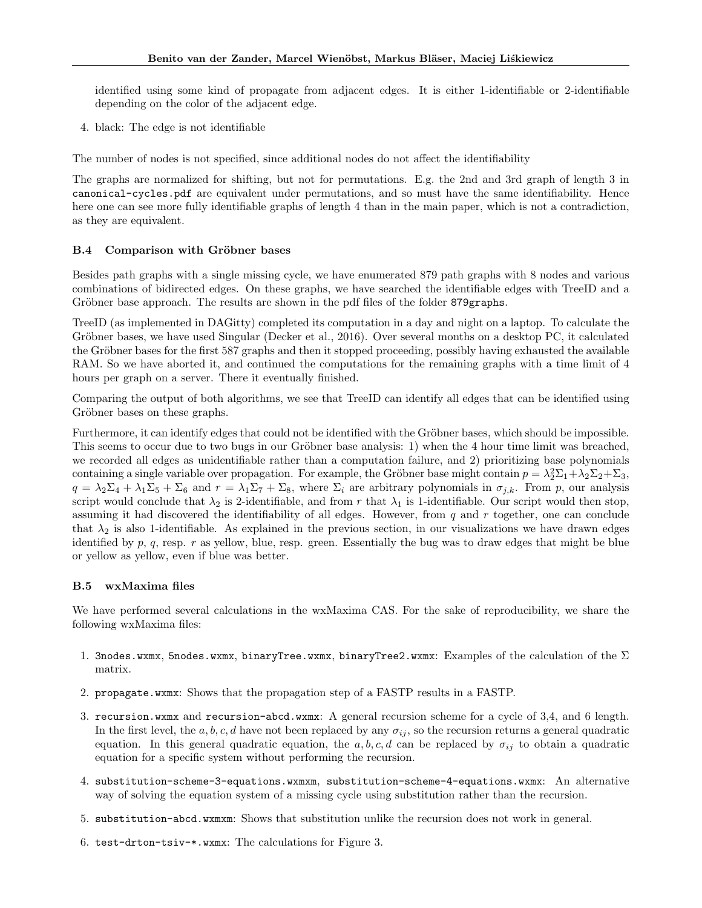identified using some kind of propagate from adjacent edges. It is either 1-identifiable or 2-identifiable depending on the color of the adjacent edge.

4. black: The edge is not identifiable

The number of nodes is not specified, since additional nodes do not affect the identifiability

The graphs are normalized for shifting, but not for permutations. E.g. the 2nd and 3rd graph of length 3 in `canonical-cycles.pdf` are equivalent under permutations, and so must have the same identifiability. Hence here one can see more fully identifiable graphs of length 4 than in the main paper, which is not a contradiction, as they are equivalent.

### B.4 Comparison with Gröbner bases

Besides path graphs with a single missing cycle, we have enumerated 879 path graphs with 8 nodes and various combinations of bidirected edges. On these graphs, we have searched the identifiable edges with TreeID and a Gröbner base approach. The results are shown in the pdf files of the folder `879graphs`.

TreeID (as implemented in DAGitty) completed its computation in a day and night on a laptop. To calculate the Gröbner bases, we have used Singular (Decker et al., 2016). Over several months on a desktop PC, it calculated the Gröbner bases for the first 587 graphs and then it stopped proceeding, possibly having exhausted the available RAM. So we have aborted it, and continued the computations for the remaining graphs with a time limit of 4 hours per graph on a server. There it eventually finished.

Comparing the output of both algorithms, we see that TreeID can identify all edges that can be identified using Gröbner bases on these graphs.

Furthermore, it can identify edges that could not be identified with the Gröbner bases, which should be impossible. This seems to occur due to two bugs in our Gröbner base analysis: 1) when the 4 hour time limit was breached, we recorded all edges as unidentifiable rather than a computation failure, and 2) prioritizing base polynomials containing a single variable over propagation. For example, the Gröbner base might contain $p = \lambda_2^2\Sigma_1 + \lambda_2\Sigma_2 + \Sigma_3$, $q = \lambda_2\Sigma_4 + \lambda_1\Sigma_5 + \Sigma_6$ and $r = \lambda_1\Sigma_7 + \Sigma_8$, where $\Sigma_i$ are arbitrary polynomials in $\sigma_{j,k}$. From $p$, our analysis script would conclude that $\lambda_2$ is 2-identifiable, and from $r$ that $\lambda_1$ is 1-identifiable. Our script would then stop, assuming it had discovered the identifiability of all edges. However, from $q$ and $r$ together, one can conclude that $\lambda_2$ is also 1-identifiable. As explained in the previous section, in our visualizations we have drawn edges identified by $p$, $q$, resp. $r$ as yellow, blue, resp. green. Essentially the bug was to draw edges that might be blue or yellow as yellow, even if blue was better.

### B.5 wxMaxima files

We have performed several calculations in the wxMaxima CAS. For the sake of reproducibility, we share the following wxMaxima files:

1. `3nodes.wxmx`, `5nodes.wxmx`, `binaryTree.wxmx`, `binaryTree2.wxmx`: Examples of the calculation of the $\Sigma$ matrix.
2. `propagate.wxmx`: Shows that the propagation step of a FASTP results in a FASTP.
3. `recursion.wxmx` and `recursion-abcd.wxmx`: A general recursion scheme for a cycle of 3,4, and 6 length. In the first level, the $a, b, c, d$ have not been replaced by any $\sigma_{ij}$, so the recursion returns a general quadratic equation. In this general quadratic equation, the $a, b, c, d$ can be replaced by $\sigma_{ij}$ to obtain a quadratic equation for a specific system without performing the recursion.
4. `substitution-scheme-3-equations.wxmxm`, `substitution-scheme-4-equations.wxmx`: An alternative way of solving the equation system of a missing cycle using substitution rather than the recursion.
5. `substitution-abcd.wxmxm`: Shows that substitution unlike the recursion does not work in general.
6. `test-drton-tsiv-*.wxmx`: The calculations for Figure 3.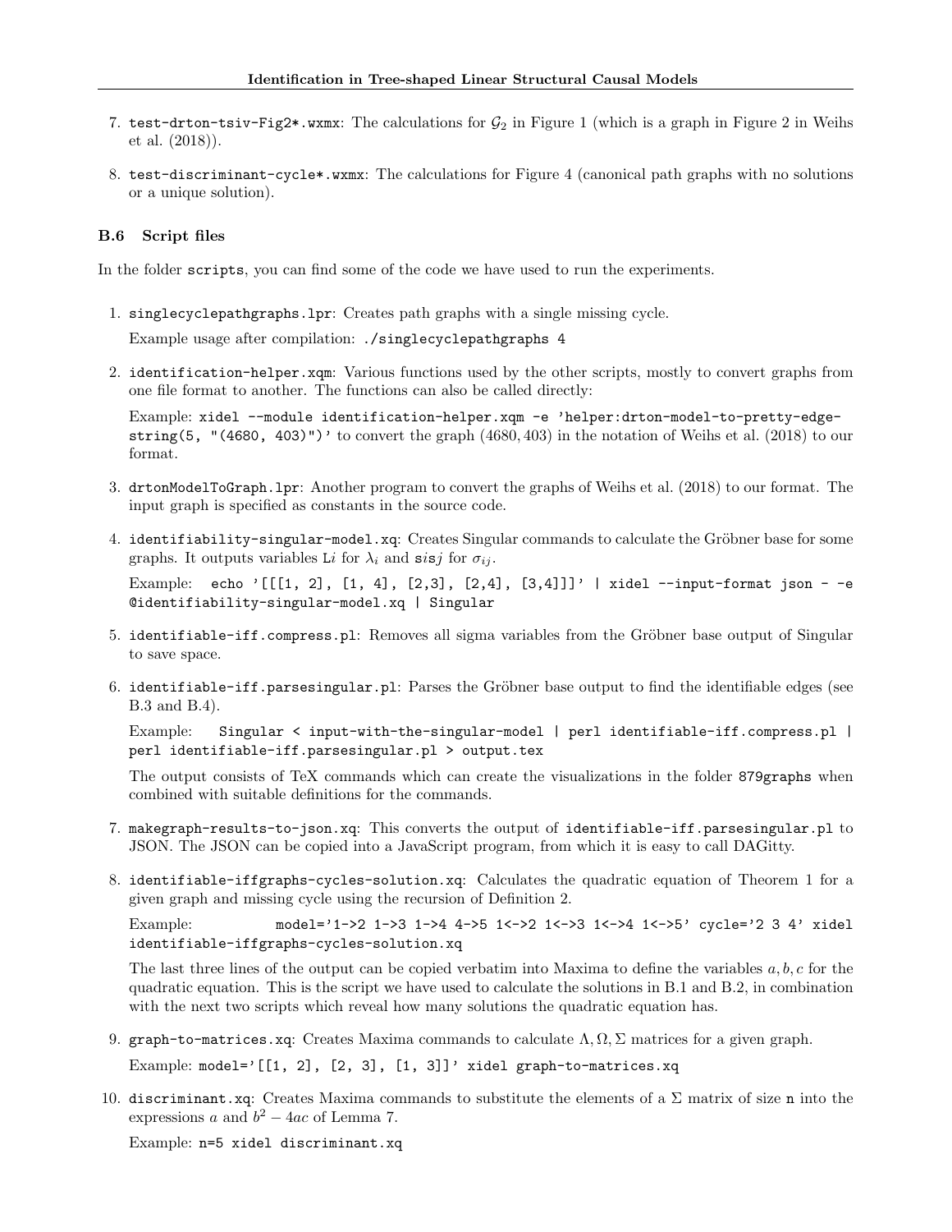7. `test-drton-tsiv-Fig2*.wxmx`: The calculations for $\mathcal{G}_2$ in Figure 1 (which is a graph in Figure 2 in Weihs et al. (2018)).

8. `test-discriminant-cycle*.wxmx`: The calculations for Figure 4 (canonical path graphs with no solutions or a unique solution).

### B.6 Script files

In the folder `scripts`, you can find some of the code we have used to run the experiments.

1. `singlecyclepathgraphs.lpr`: Creates path graphs with a single missing cycle.

   Example usage after compilation: `./singlecyclepathgraphs 4`

2. `identification-helper.xqm`: Various functions used by the other scripts, mostly to convert graphs from one file format to another. The functions can also be called directly:

   Example: `xidel --module identification-helper.xqm -e 'helper:drton-model-to-pretty-edge-string(5, "(4680, 403)")'` to convert the graph $(4680, 403)$ in the notation of Weihs et al. (2018) to our format.

3. `drtonModelToGraph.lpr`: Another program to convert the graphs of Weihs et al. (2018) to our format. The input graph is specified as constants in the source code.

4. `identifiability-singular-model.xq`: Creates Singular commands to calculate the Gröbner base for some graphs. It outputs variables L$i$ for $\lambda_i$ and s$i$s$j$ for $\sigma_{ij}$.

   Example: `echo '[[[1, 2], [1, 4], [2,3], [2,4], [3,4]]]' | xidel --input-format json - -e @identifiability-singular-model.xq | Singular`

5. `identifiable-iff.compress.pl`: Removes all sigma variables from the Gröbner base output of Singular to save space.

6. `identifiable-iff.parsesingular.pl`: Parses the Gröbner base output to find the identifiable edges (see B.3 and B.4).

   Example: `Singular < input-with-the-singular-model | perl identifiable-iff.compress.pl | perl identifiable-iff.parsesingular.pl > output.tex`

   The output consists of TeX commands which can create the visualizations in the folder `879graphs` when combined with suitable definitions for the commands.

7. `makegraph-results-to-json.xq`: This converts the output of `identifiable-iff.parsesingular.pl` to JSON. The JSON can be copied into a JavaScript program, from which it is easy to call DAGitty.

8. `identifiable-iffgraphs-cycles-solution.xq`: Calculates the quadratic equation of Theorem 1 for a given graph and missing cycle using the recursion of Definition 2.

   Example: `model='1->2 1->3 1->4 4->5 1<->2 1<->3 1<->4 1<->5' cycle='2 3 4' xidel identifiable-iffgraphs-cycles-solution.xq`

   The last three lines of the output can be copied verbatim into Maxima to define the variables $a, b, c$ for the quadratic equation. This is the script we have used to calculate the solutions in B.1 and B.2, in combination with the next two scripts which reveal how many solutions the quadratic equation has.

9. `graph-to-matrices.xq`: Creates Maxima commands to calculate $\Lambda, \Omega, \Sigma$ matrices for a given graph.

   Example: `model='[[1, 2], [2, 3], [1, 3]]' xidel graph-to-matrices.xq`

10. `discriminant.xq`: Creates Maxima commands to substitute the elements of a $\Sigma$ matrix of size `n` into the expressions $a$ and $b^2 - 4ac$ of Lemma 7.

    Example: `n=5 xidel discriminant.xq`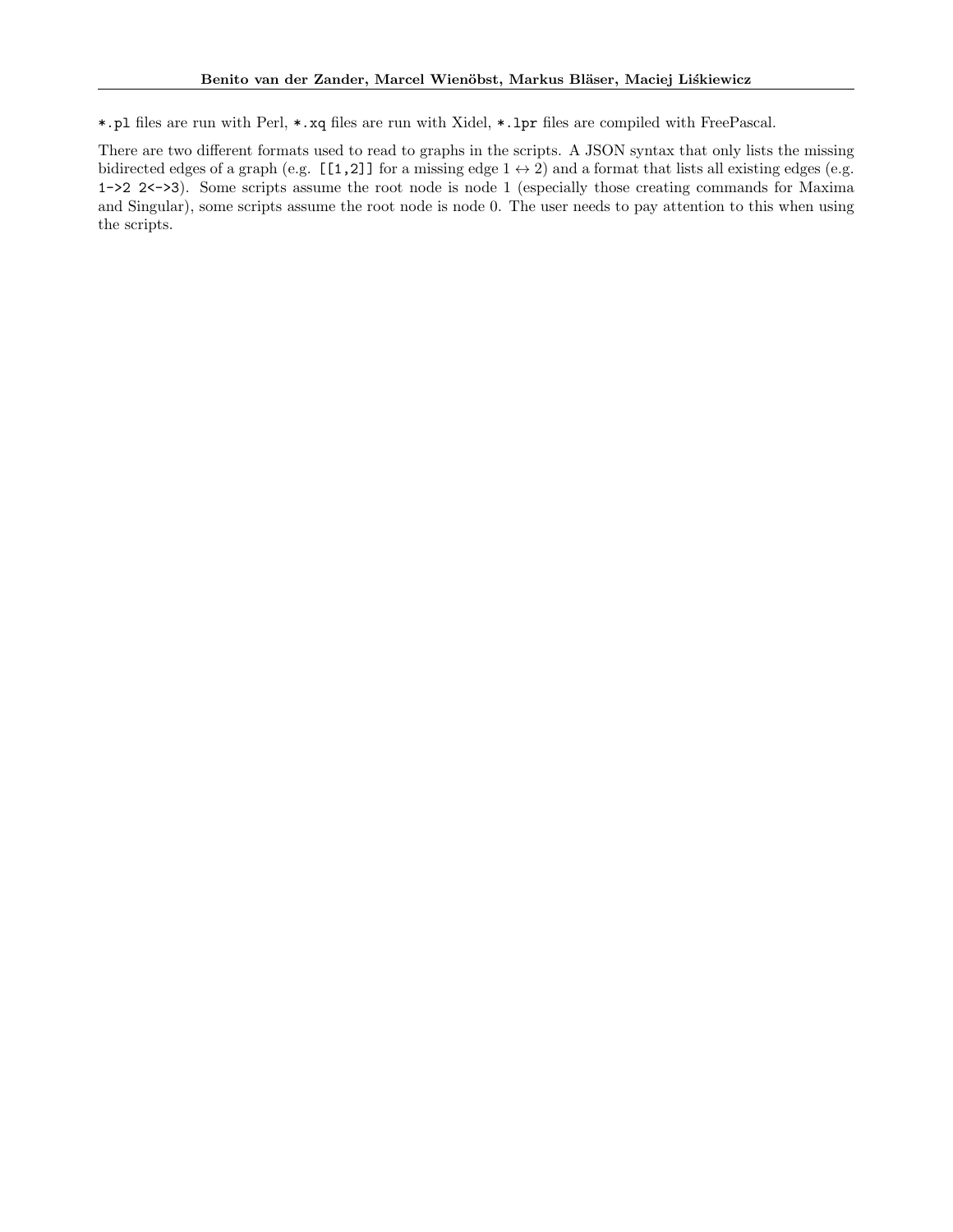`*.pl` files are run with Perl, `*.xq` files are run with Xidel, `*.lpr` files are compiled with FreePascal.

There are two different formats used to read to graphs in the scripts. A JSON syntax that only lists the missing bidirected edges of a graph (e.g. `[[1,2]]` for a missing edge $1 \leftrightarrow 2$) and a format that lists all existing edges (e.g. `1->2 2<->3`). Some scripts assume the root node is node 1 (especially those creating commands for Maxima and Singular), some scripts assume the root node is node 0. The user needs to pay attention to this when using the scripts.